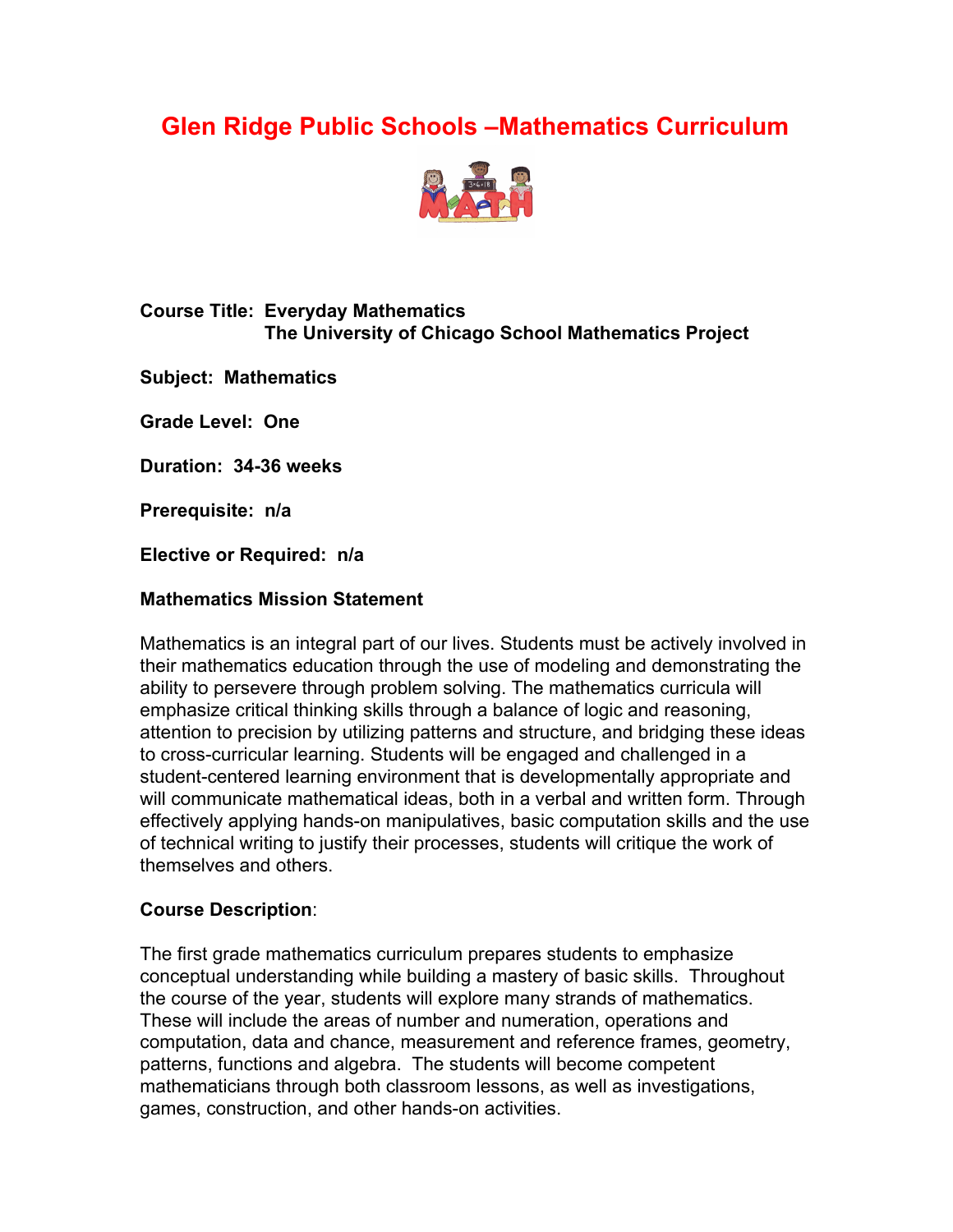# Glen Ridge Public Schools –Mathematics Curriculum

**Course Title: Everyday Mathematics**
**The University of Chicago School Mathematics Project**

**Subject: Mathematics**

**Grade Level: One**

**Duration: 34-36 weeks**

**Prerequisite: n/a**

**Elective or Required: n/a**

**Mathematics Mission Statement**

Mathematics is an integral part of our lives. Students must be actively involved in their mathematics education through the use of modeling and demonstrating the ability to persevere through problem solving. The mathematics curricula will emphasize critical thinking skills through a balance of logic and reasoning, attention to precision by utilizing patterns and structure, and bridging these ideas to cross-curricular learning. Students will be engaged and challenged in a student-centered learning environment that is developmentally appropriate and will communicate mathematical ideas, both in a verbal and written form. Through effectively applying hands-on manipulatives, basic computation skills and the use of technical writing to justify their processes, students will critique the work of themselves and others.

**Course Description**:

The first grade mathematics curriculum prepares students to emphasize conceptual understanding while building a mastery of basic skills. Throughout the course of the year, students will explore many strands of mathematics. These will include the areas of number and numeration, operations and computation, data and chance, measurement and reference frames, geometry, patterns, functions and algebra. The students will become competent mathematicians through both classroom lessons, as well as investigations, games, construction, and other hands-on activities.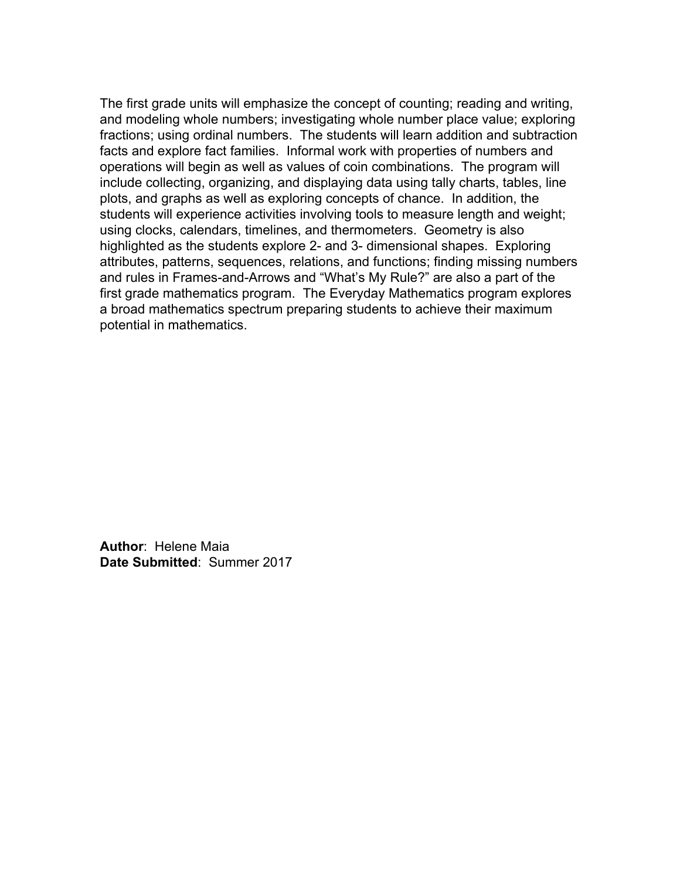The first grade units will emphasize the concept of counting; reading and writing, and modeling whole numbers; investigating whole number place value; exploring fractions; using ordinal numbers. The students will learn addition and subtraction facts and explore fact families. Informal work with properties of numbers and operations will begin as well as values of coin combinations. The program will include collecting, organizing, and displaying data using tally charts, tables, line plots, and graphs as well as exploring concepts of chance. In addition, the students will experience activities involving tools to measure length and weight; using clocks, calendars, timelines, and thermometers. Geometry is also highlighted as the students explore 2- and 3- dimensional shapes. Exploring attributes, patterns, sequences, relations, and functions; finding missing numbers and rules in Frames-and-Arrows and "What's My Rule?" are also a part of the first grade mathematics program. The Everyday Mathematics program explores a broad mathematics spectrum preparing students to achieve their maximum potential in mathematics.

**Author**: Helene Maia
**Date Submitted**: Summer 2017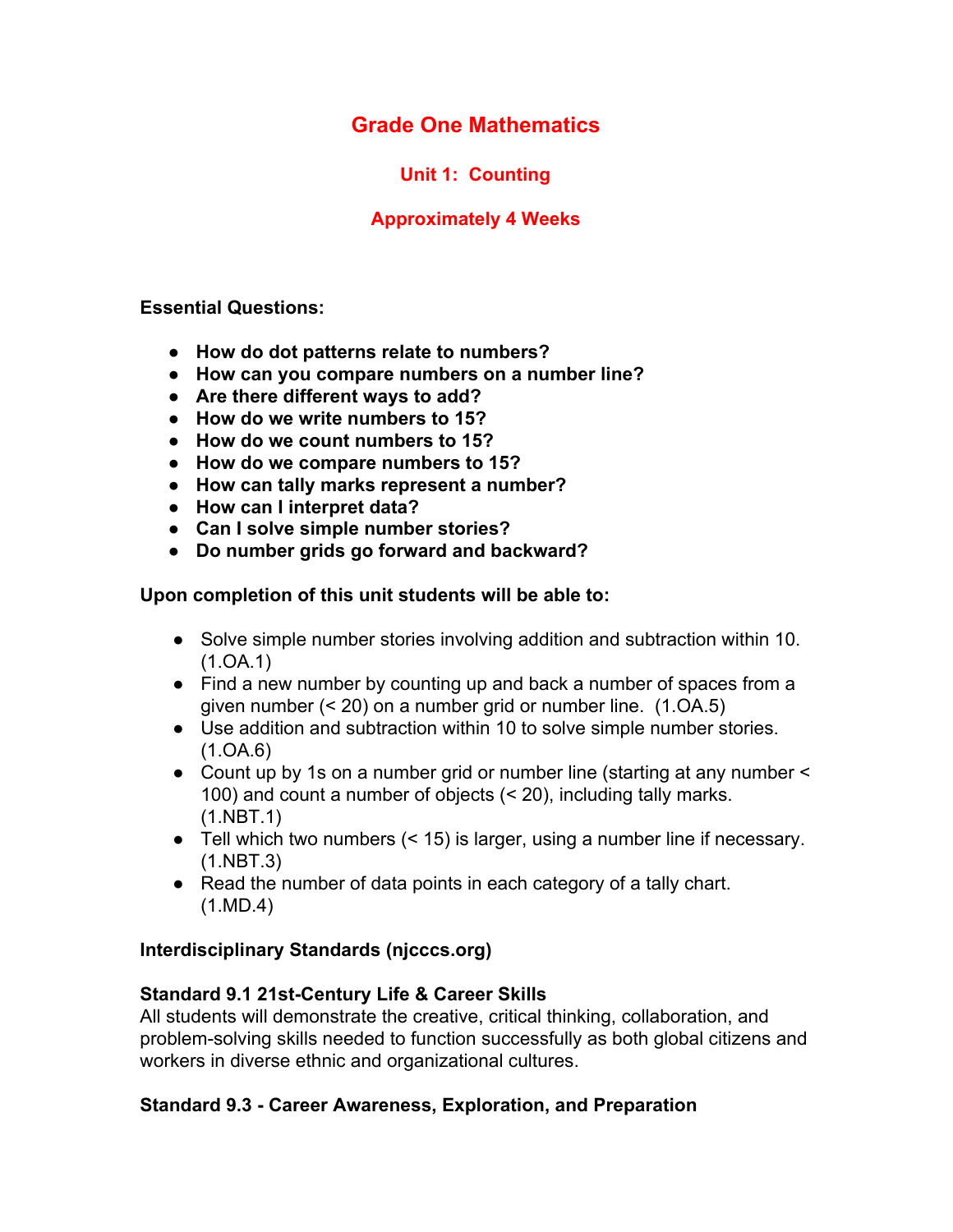# Grade One Mathematics

## Unit 1: Counting

### Approximately 4 Weeks

**Essential Questions:**

- **How do dot patterns relate to numbers?**
- **How can you compare numbers on a number line?**
- **Are there different ways to add?**
- **How do we write numbers to 15?**
- **How do we count numbers to 15?**
- **How do we compare numbers to 15?**
- **How can tally marks represent a number?**
- **How can I interpret data?**
- **Can I solve simple number stories?**
- **Do number grids go forward and backward?**

**Upon completion of this unit students will be able to:**

- Solve simple number stories involving addition and subtraction within 10. (1.OA.1)
- Find a new number by counting up and back a number of spaces from a given number (< 20) on a number grid or number line. (1.OA.5)
- Use addition and subtraction within 10 to solve simple number stories. (1.OA.6)
- Count up by 1s on a number grid or number line (starting at any number < 100) and count a number of objects (< 20), including tally marks. (1.NBT.1)
- Tell which two numbers (< 15) is larger, using a number line if necessary. (1.NBT.3)
- Read the number of data points in each category of a tally chart. (1.MD.4)

**Interdisciplinary Standards (njcccs.org)**

**Standard 9.1 21st-Century Life & Career Skills**
All students will demonstrate the creative, critical thinking, collaboration, and problem-solving skills needed to function successfully as both global citizens and workers in diverse ethnic and organizational cultures.

**Standard 9.3 - Career Awareness, Exploration, and Preparation**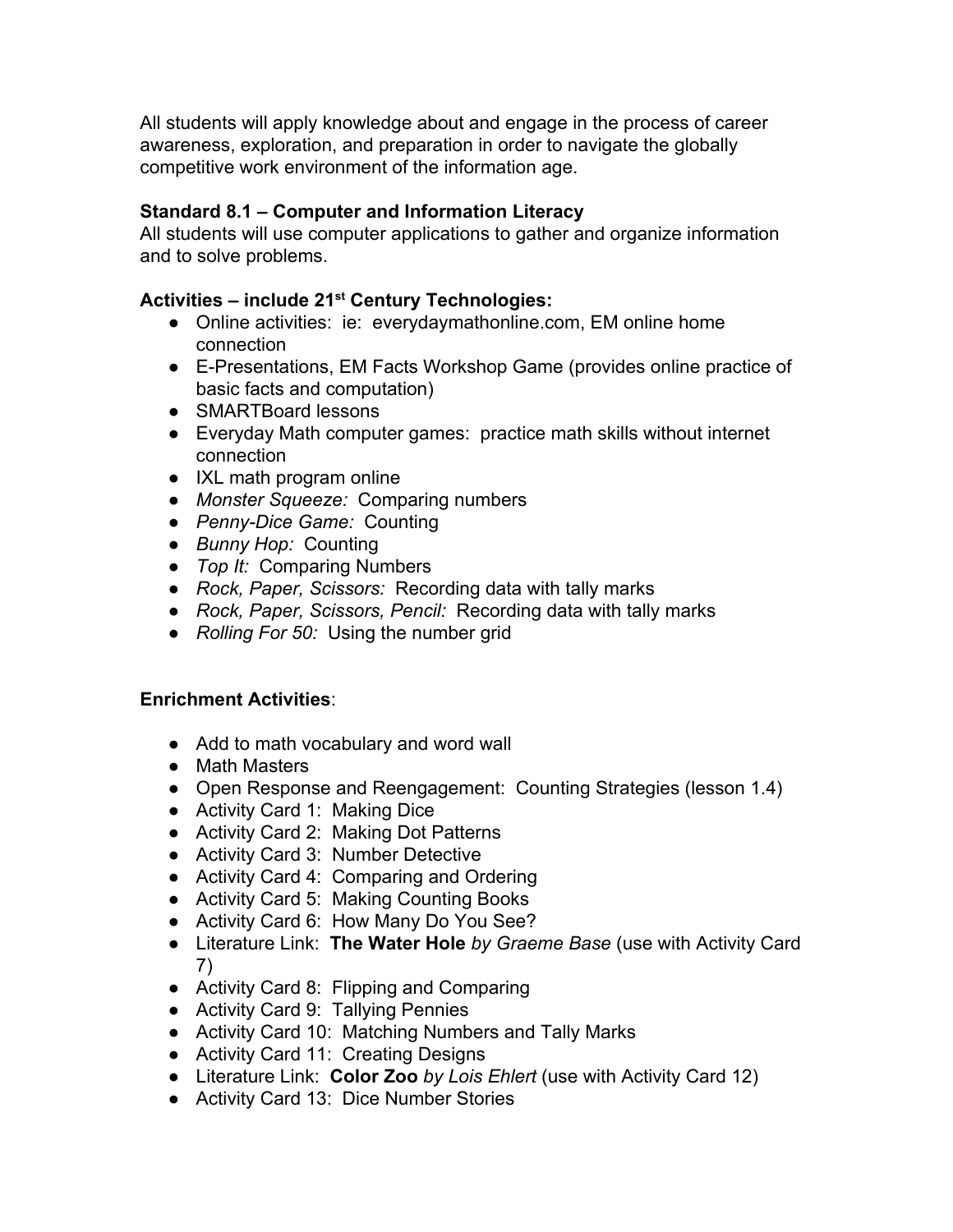All students will apply knowledge about and engage in the process of career awareness, exploration, and preparation in order to navigate the globally competitive work environment of the information age.

**Standard 8.1 – Computer and Information Literacy**
All students will use computer applications to gather and organize information and to solve problems.

**Activities – include 21st Century Technologies:**

- Online activities: ie: everydaymathonline.com, EM online home connection
- E-Presentations, EM Facts Workshop Game (provides online practice of basic facts and computation)
- SMARTBoard lessons
- Everyday Math computer games: practice math skills without internet connection
- IXL math program online
- *Monster Squeeze:* Comparing numbers
- *Penny-Dice Game:* Counting
- *Bunny Hop:* Counting
- *Top It:* Comparing Numbers
- *Rock, Paper, Scissors:* Recording data with tally marks
- *Rock, Paper, Scissors, Pencil:* Recording data with tally marks
- *Rolling For 50:* Using the number grid

**Enrichment Activities**:

- Add to math vocabulary and word wall
- Math Masters
- Open Response and Reengagement: Counting Strategies (lesson 1.4)
- Activity Card 1: Making Dice
- Activity Card 2: Making Dot Patterns
- Activity Card 3: Number Detective
- Activity Card 4: Comparing and Ordering
- Activity Card 5: Making Counting Books
- Activity Card 6: How Many Do You See?
- Literature Link: **The Water Hole** *by Graeme Base* (use with Activity Card 7)
- Activity Card 8: Flipping and Comparing
- Activity Card 9: Tallying Pennies
- Activity Card 10: Matching Numbers and Tally Marks
- Activity Card 11: Creating Designs
- Literature Link: **Color Zoo** *by Lois Ehlert* (use with Activity Card 12)
- Activity Card 13: Dice Number Stories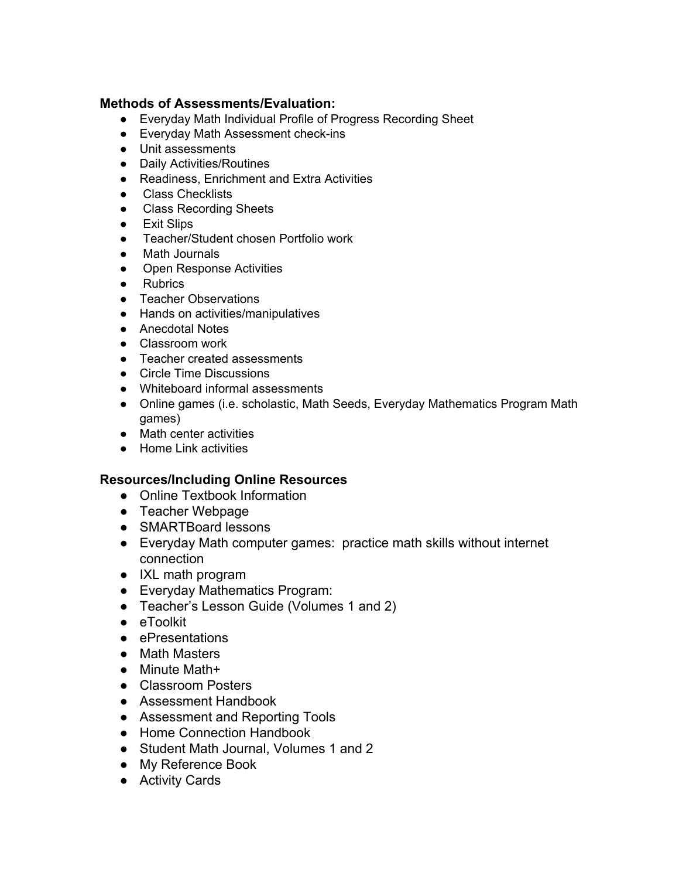**Methods of Assessments/Evaluation:**

- Everyday Math Individual Profile of Progress Recording Sheet
- Everyday Math Assessment check-ins
- Unit assessments
- Daily Activities/Routines
- Readiness, Enrichment and Extra Activities
- Class Checklists
- Class Recording Sheets
- Exit Slips
- Teacher/Student chosen Portfolio work
- Math Journals
- Open Response Activities
- Rubrics
- Teacher Observations
- Hands on activities/manipulatives
- Anecdotal Notes
- Classroom work
- Teacher created assessments
- Circle Time Discussions
- Whiteboard informal assessments
- Online games (i.e. scholastic, Math Seeds, Everyday Mathematics Program Math games)
- Math center activities
- Home Link activities

**Resources/Including Online Resources**

- Online Textbook Information
- Teacher Webpage
- SMARTBoard lessons
- Everyday Math computer games: practice math skills without internet connection
- IXL math program
- Everyday Mathematics Program:
- Teacher's Lesson Guide (Volumes 1 and 2)
- eToolkit
- ePresentations
- Math Masters
- Minute Math+
- Classroom Posters
- Assessment Handbook
- Assessment and Reporting Tools
- Home Connection Handbook
- Student Math Journal, Volumes 1 and 2
- My Reference Book
- Activity Cards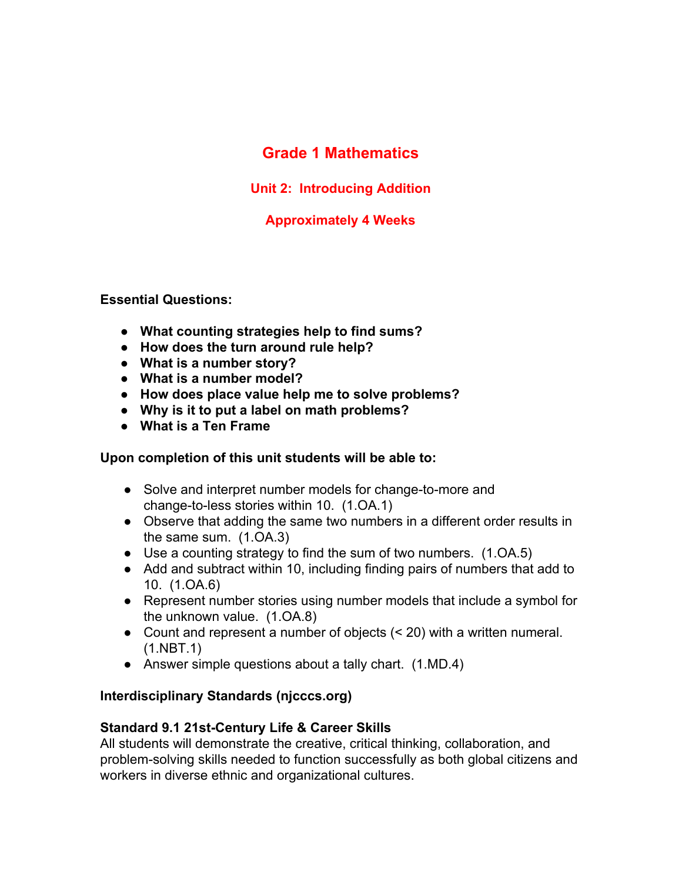# Grade 1 Mathematics

## Unit 2: Introducing Addition

### Approximately 4 Weeks

**Essential Questions:**

- **What counting strategies help to find sums?**
- **How does the turn around rule help?**
- **What is a number story?**
- **What is a number model?**
- **How does place value help me to solve problems?**
- **Why is it to put a label on math problems?**
- **What is a Ten Frame**

**Upon completion of this unit students will be able to:**

- Solve and interpret number models for change-to-more and change-to-less stories within 10. (1.OA.1)
- Observe that adding the same two numbers in a different order results in the same sum. (1.OA.3)
- Use a counting strategy to find the sum of two numbers. (1.OA.5)
- Add and subtract within 10, including finding pairs of numbers that add to 10. (1.OA.6)
- Represent number stories using number models that include a symbol for the unknown value. (1.OA.8)
- Count and represent a number of objects (< 20) with a written numeral. (1.NBT.1)
- Answer simple questions about a tally chart. (1.MD.4)

**Interdisciplinary Standards (njcccs.org)**

**Standard 9.1 21st-Century Life & Career Skills**
All students will demonstrate the creative, critical thinking, collaboration, and problem-solving skills needed to function successfully as both global citizens and workers in diverse ethnic and organizational cultures.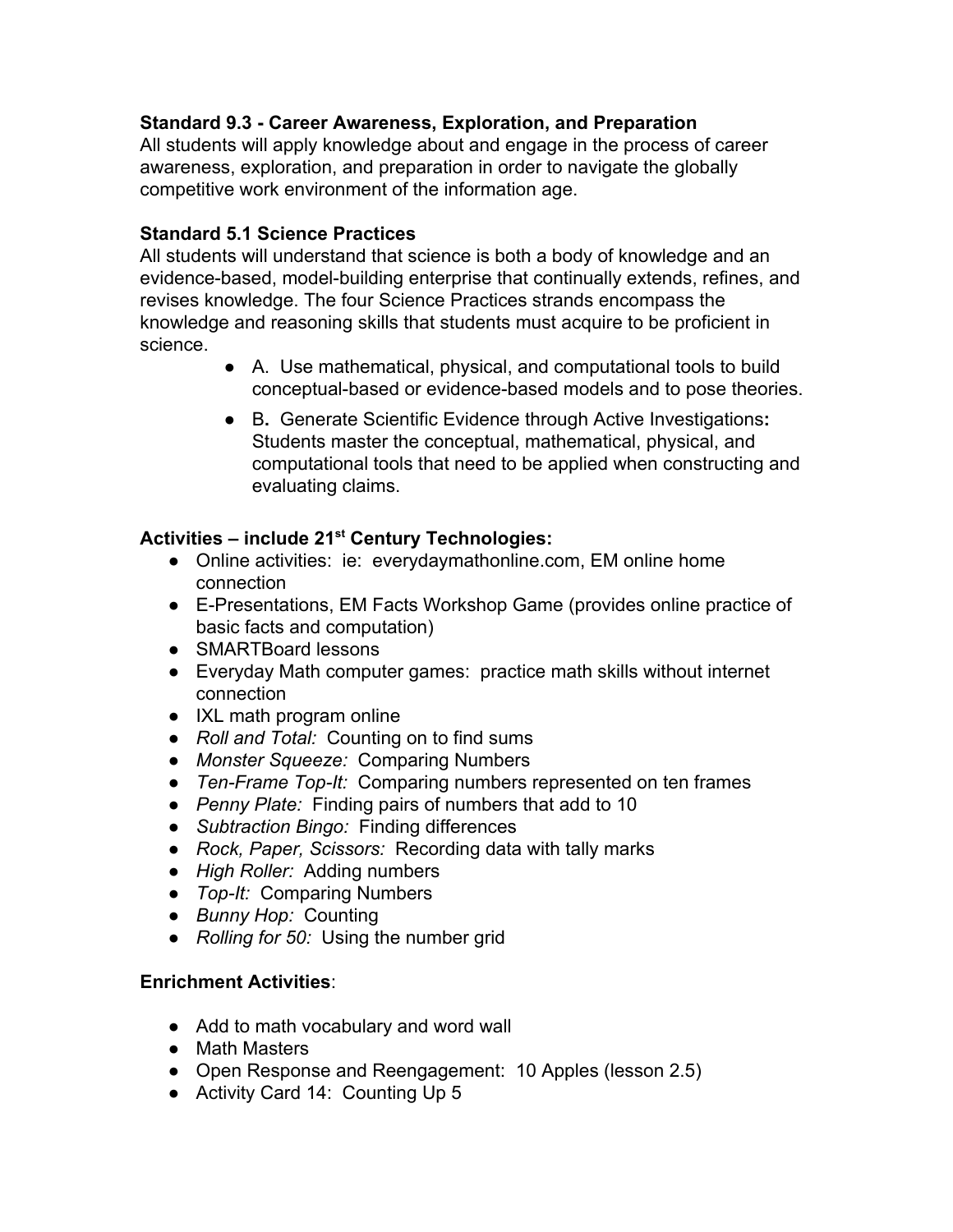**Standard 9.3 - Career Awareness, Exploration, and Preparation**
All students will apply knowledge about and engage in the process of career awareness, exploration, and preparation in order to navigate the globally competitive work environment of the information age.

**Standard 5.1 Science Practices**
All students will understand that science is both a body of knowledge and an evidence-based, model-building enterprise that continually extends, refines, and revises knowledge. The four Science Practices strands encompass the knowledge and reasoning skills that students must acquire to be proficient in science.

- A. Use mathematical, physical, and computational tools to build conceptual-based or evidence-based models and to pose theories.
- B**.** Generate Scientific Evidence through Active Investigations**:** Students master the conceptual, mathematical, physical, and computational tools that need to be applied when constructing and evaluating claims.

**Activities – include 21st Century Technologies:**

- Online activities: ie: everydaymathonline.com, EM online home connection
- E-Presentations, EM Facts Workshop Game (provides online practice of basic facts and computation)
- SMARTBoard lessons
- Everyday Math computer games: practice math skills without internet connection
- IXL math program online
- *Roll and Total:* Counting on to find sums
- *Monster Squeeze:* Comparing Numbers
- *Ten-Frame Top-It:* Comparing numbers represented on ten frames
- *Penny Plate:* Finding pairs of numbers that add to 10
- *Subtraction Bingo:* Finding differences
- *Rock, Paper, Scissors:* Recording data with tally marks
- *High Roller:* Adding numbers
- *Top-It:* Comparing Numbers
- *Bunny Hop:* Counting
- *Rolling for 50:* Using the number grid

**Enrichment Activities**:

- Add to math vocabulary and word wall
- Math Masters
- Open Response and Reengagement: 10 Apples (lesson 2.5)
- Activity Card 14: Counting Up 5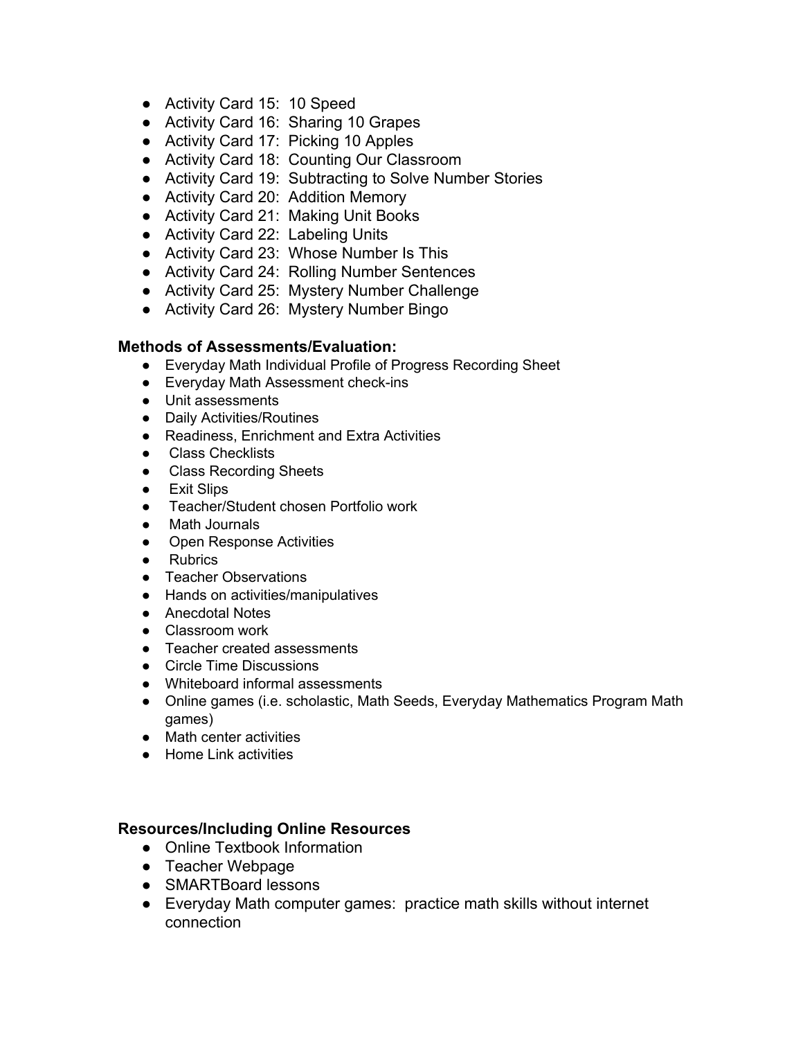- Activity Card 15: 10 Speed
- Activity Card 16: Sharing 10 Grapes
- Activity Card 17: Picking 10 Apples
- Activity Card 18: Counting Our Classroom
- Activity Card 19: Subtracting to Solve Number Stories
- Activity Card 20: Addition Memory
- Activity Card 21: Making Unit Books
- Activity Card 22: Labeling Units
- Activity Card 23: Whose Number Is This
- Activity Card 24: Rolling Number Sentences
- Activity Card 25: Mystery Number Challenge
- Activity Card 26: Mystery Number Bingo

**Methods of Assessments/Evaluation:**

- Everyday Math Individual Profile of Progress Recording Sheet
- Everyday Math Assessment check-ins
- Unit assessments
- Daily Activities/Routines
- Readiness, Enrichment and Extra Activities
- Class Checklists
- Class Recording Sheets
- Exit Slips
- Teacher/Student chosen Portfolio work
- Math Journals
- Open Response Activities
- Rubrics
- Teacher Observations
- Hands on activities/manipulatives
- Anecdotal Notes
- Classroom work
- Teacher created assessments
- Circle Time Discussions
- Whiteboard informal assessments
- Online games (i.e. scholastic, Math Seeds, Everyday Mathematics Program Math games)
- Math center activities
- Home Link activities

**Resources/Including Online Resources**

- Online Textbook Information
- Teacher Webpage
- SMARTBoard lessons
- Everyday Math computer games: practice math skills without internet connection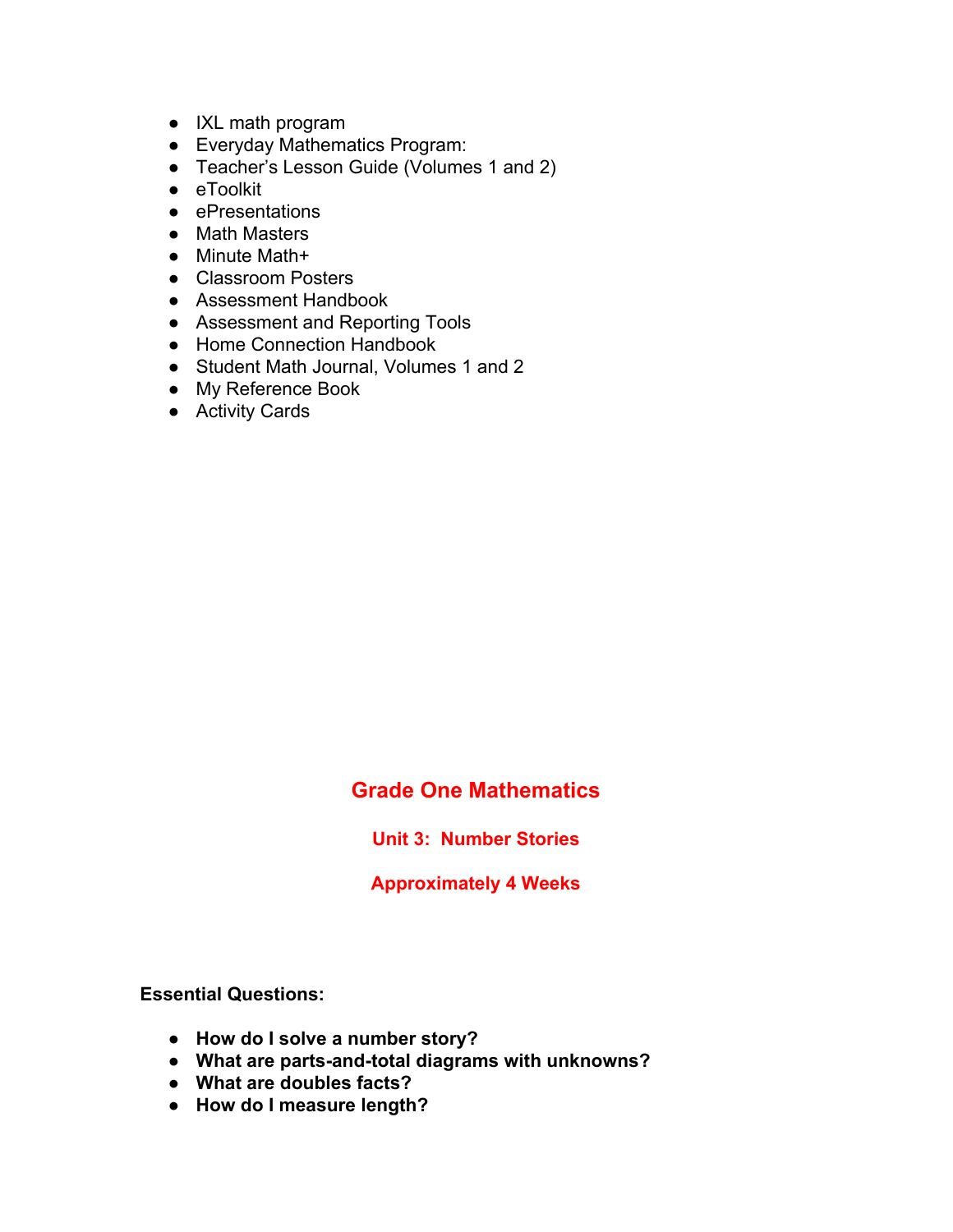- IXL math program
- Everyday Mathematics Program:
- Teacher's Lesson Guide (Volumes 1 and 2)
- eToolkit
- ePresentations
- Math Masters
- Minute Math+
- Classroom Posters
- Assessment Handbook
- Assessment and Reporting Tools
- Home Connection Handbook
- Student Math Journal, Volumes 1 and 2
- My Reference Book
- Activity Cards

# Grade One Mathematics

## Unit 3: Number Stories

## Approximately 4 Weeks

**Essential Questions:**

- **How do I solve a number story?**
- **What are parts-and-total diagrams with unknowns?**
- **What are doubles facts?**
- **How do I measure length?**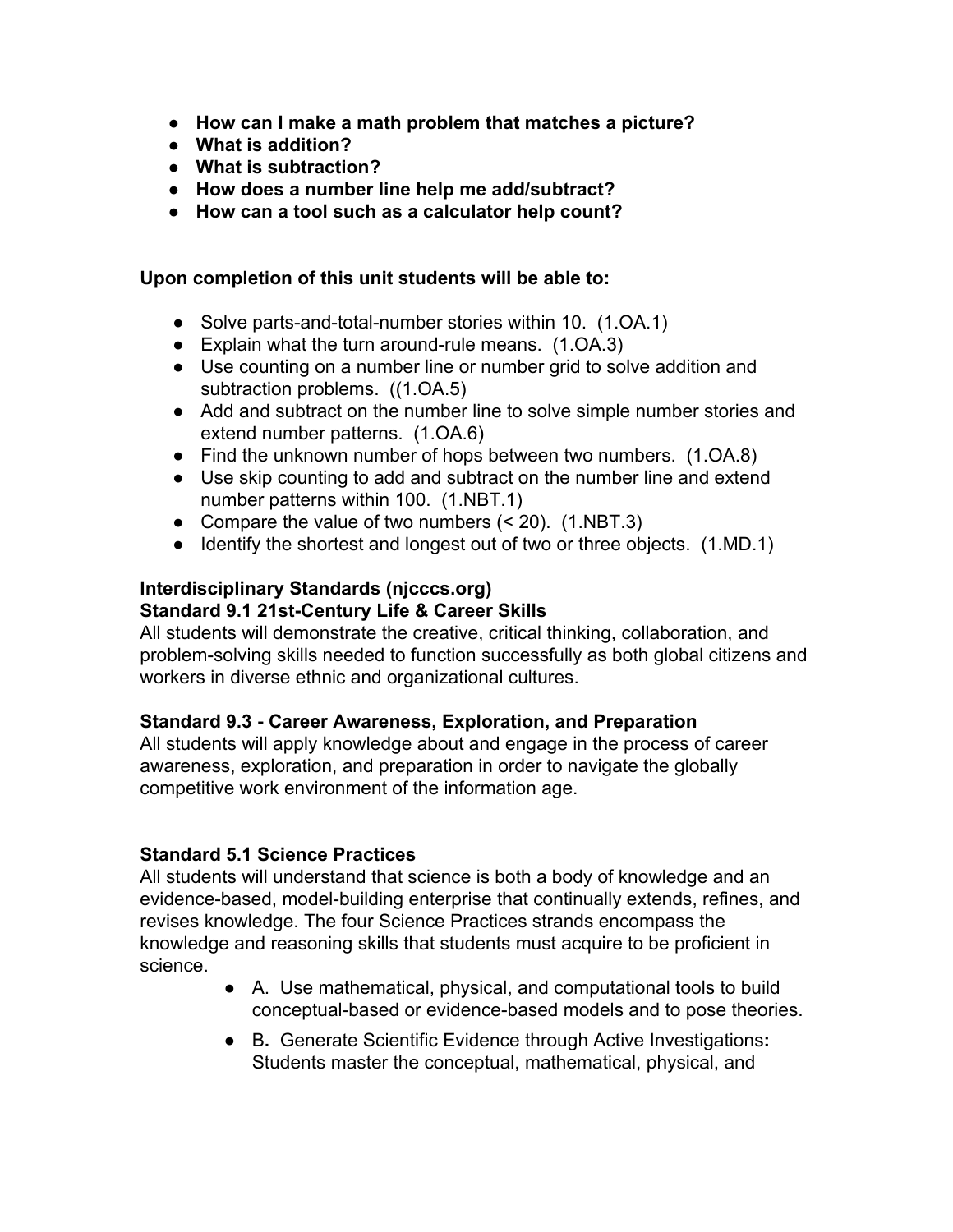- **How can I make a math problem that matches a picture?**
- **What is addition?**
- **What is subtraction?**
- **How does a number line help me add/subtract?**
- **How can a tool such as a calculator help count?**

**Upon completion of this unit students will be able to:**

- Solve parts-and-total-number stories within 10. (1.OA.1)
- Explain what the turn around-rule means. (1.OA.3)
- Use counting on a number line or number grid to solve addition and subtraction problems. ((1.OA.5)
- Add and subtract on the number line to solve simple number stories and extend number patterns. (1.OA.6)
- Find the unknown number of hops between two numbers. (1.OA.8)
- Use skip counting to add and subtract on the number line and extend number patterns within 100. (1.NBT.1)
- Compare the value of two numbers (< 20). (1.NBT.3)
- Identify the shortest and longest out of two or three objects. (1.MD.1)

**Interdisciplinary Standards (njcccs.org)**
**Standard 9.1 21st-Century Life & Career Skills**
All students will demonstrate the creative, critical thinking, collaboration, and problem-solving skills needed to function successfully as both global citizens and workers in diverse ethnic and organizational cultures.

**Standard 9.3 - Career Awareness, Exploration, and Preparation**
All students will apply knowledge about and engage in the process of career awareness, exploration, and preparation in order to navigate the globally competitive work environment of the information age.

**Standard 5.1 Science Practices**
All students will understand that science is both a body of knowledge and an evidence-based, model-building enterprise that continually extends, refines, and revises knowledge. The four Science Practices strands encompass the knowledge and reasoning skills that students must acquire to be proficient in science.

- A. Use mathematical, physical, and computational tools to build conceptual-based or evidence-based models and to pose theories.
- B. Generate Scientific Evidence through Active Investigations**:** Students master the conceptual, mathematical, physical, and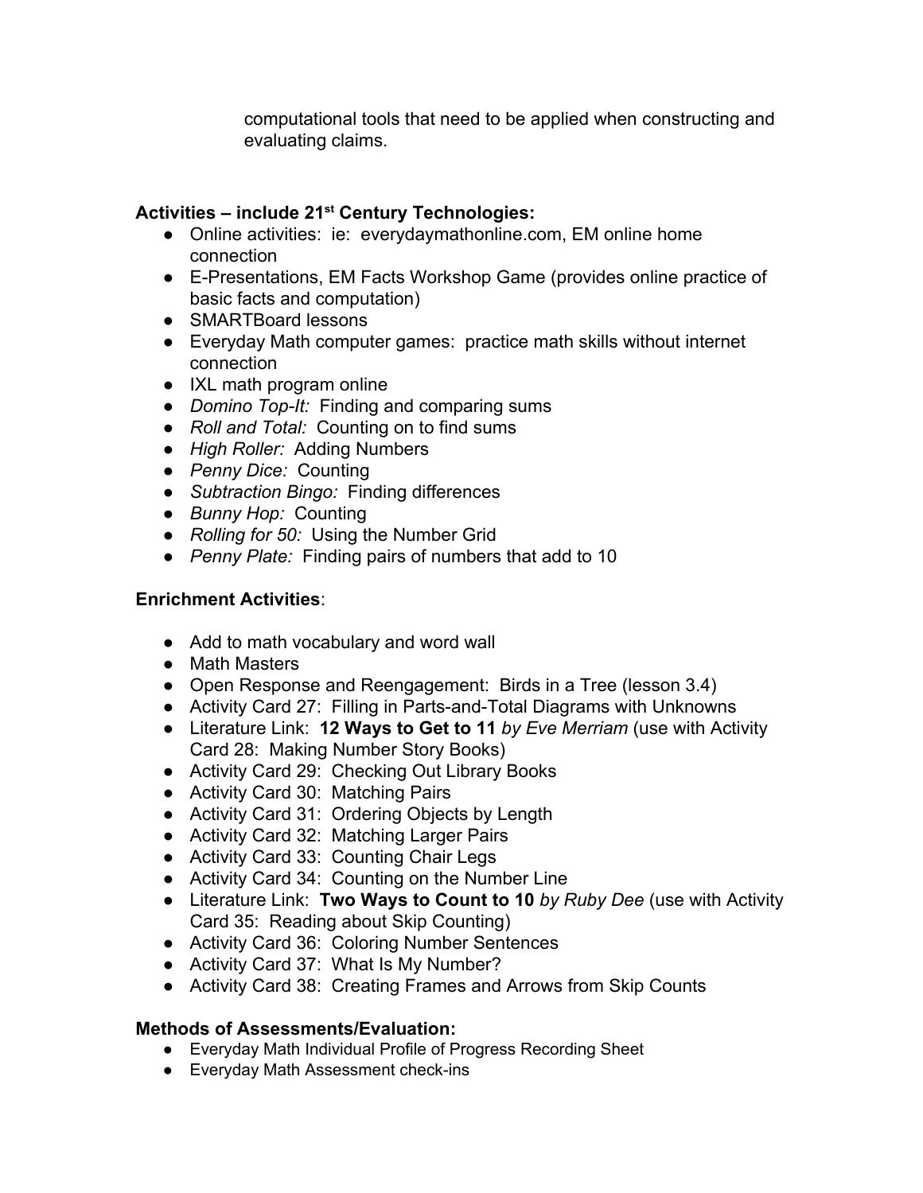computational tools that need to be applied when constructing and evaluating claims.

**Activities – include 21st Century Technologies:**

- Online activities: ie: everydaymathonline.com, EM online home connection
- E-Presentations, EM Facts Workshop Game (provides online practice of basic facts and computation)
- SMARTBoard lessons
- Everyday Math computer games: practice math skills without internet connection
- IXL math program online
- *Domino Top-It:* Finding and comparing sums
- *Roll and Total:* Counting on to find sums
- *High Roller:* Adding Numbers
- *Penny Dice:* Counting
- *Subtraction Bingo:* Finding differences
- *Bunny Hop:* Counting
- *Rolling for 50:* Using the Number Grid
- *Penny Plate:* Finding pairs of numbers that add to 10

**Enrichment Activities**:

- Add to math vocabulary and word wall
- Math Masters
- Open Response and Reengagement: Birds in a Tree (lesson 3.4)
- Activity Card 27: Filling in Parts-and-Total Diagrams with Unknowns
- Literature Link: **12 Ways to Get to 11** *by Eve Merriam* (use with Activity Card 28: Making Number Story Books)
- Activity Card 29: Checking Out Library Books
- Activity Card 30: Matching Pairs
- Activity Card 31: Ordering Objects by Length
- Activity Card 32: Matching Larger Pairs
- Activity Card 33: Counting Chair Legs
- Activity Card 34: Counting on the Number Line
- Literature Link: **Two Ways to Count to 10** *by Ruby Dee* (use with Activity Card 35: Reading about Skip Counting)
- Activity Card 36: Coloring Number Sentences
- Activity Card 37: What Is My Number?
- Activity Card 38: Creating Frames and Arrows from Skip Counts

**Methods of Assessments/Evaluation:**

- Everyday Math Individual Profile of Progress Recording Sheet
- Everyday Math Assessment check-ins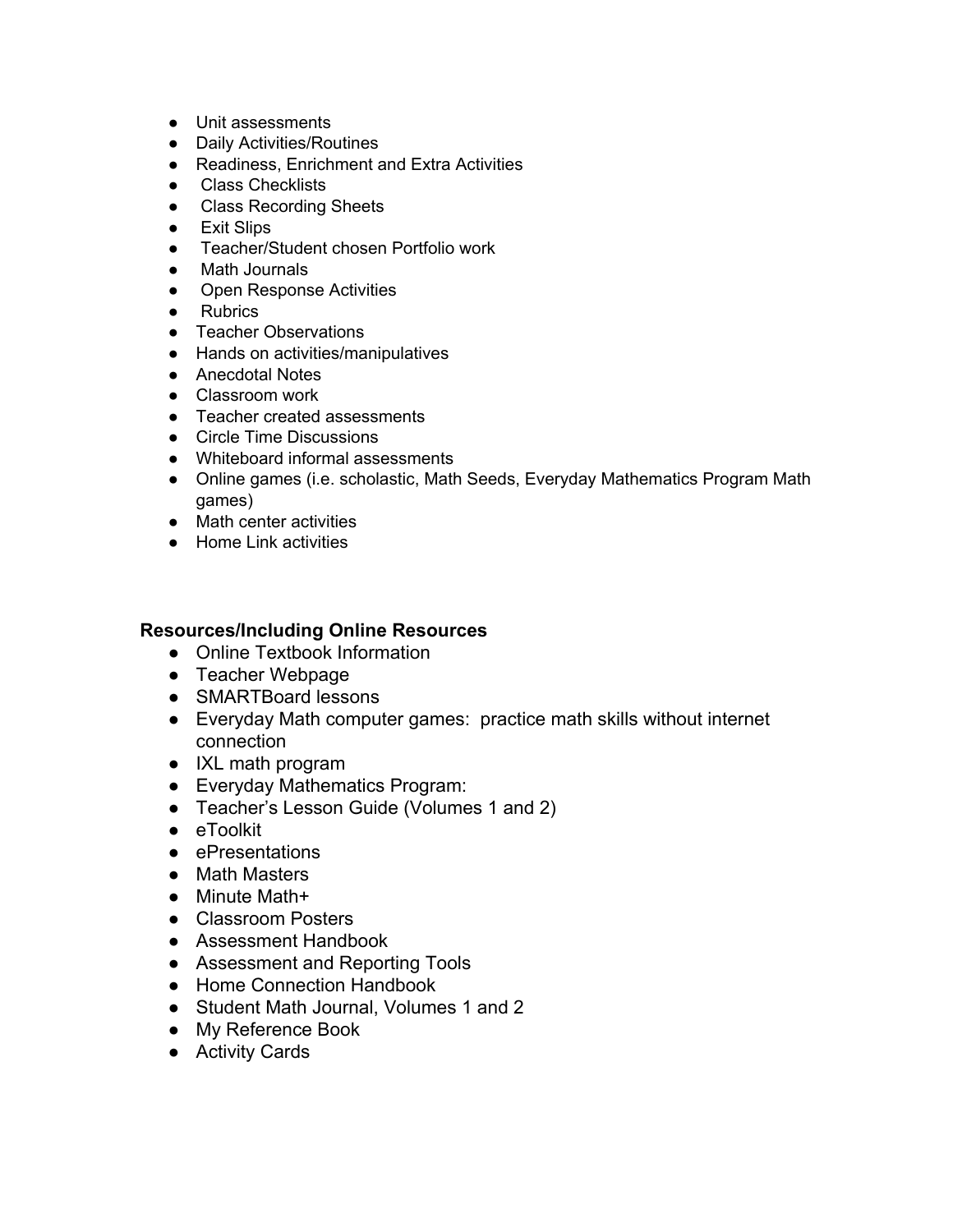- Unit assessments
- Daily Activities/Routines
- Readiness, Enrichment and Extra Activities
- Class Checklists
- Class Recording Sheets
- Exit Slips
- Teacher/Student chosen Portfolio work
- Math Journals
- Open Response Activities
- Rubrics
- Teacher Observations
- Hands on activities/manipulatives
- Anecdotal Notes
- Classroom work
- Teacher created assessments
- Circle Time Discussions
- Whiteboard informal assessments
- Online games (i.e. scholastic, Math Seeds, Everyday Mathematics Program Math games)
- Math center activities
- Home Link activities

**Resources/Including Online Resources**

- Online Textbook Information
- Teacher Webpage
- SMARTBoard lessons
- Everyday Math computer games: practice math skills without internet connection
- IXL math program
- Everyday Mathematics Program:
- Teacher's Lesson Guide (Volumes 1 and 2)
- eToolkit
- ePresentations
- Math Masters
- Minute Math+
- Classroom Posters
- Assessment Handbook
- Assessment and Reporting Tools
- Home Connection Handbook
- Student Math Journal, Volumes 1 and 2
- My Reference Book
- Activity Cards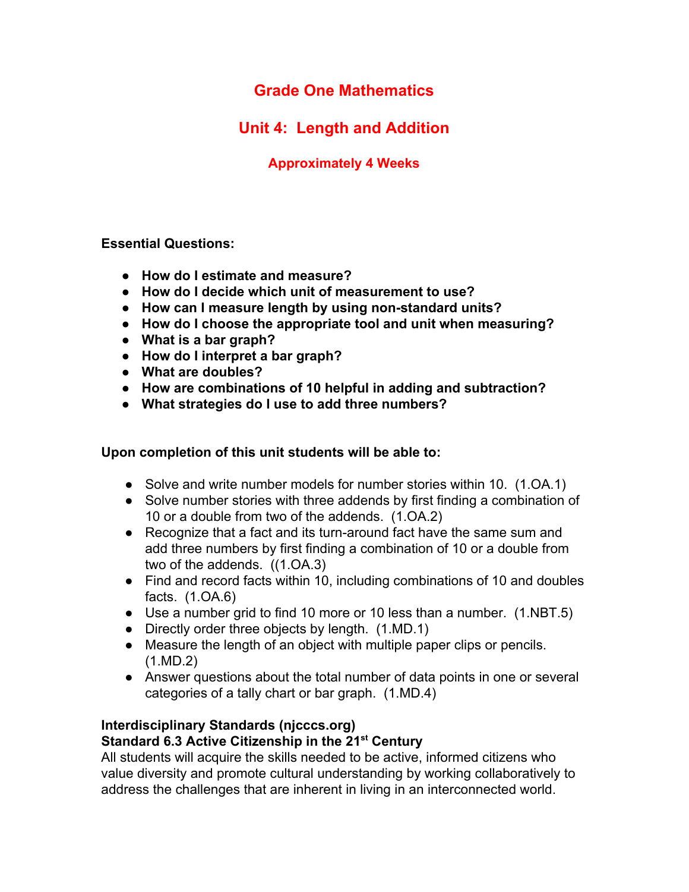# Grade One Mathematics

## Unit 4: Length and Addition

### Approximately 4 Weeks

**Essential Questions:**

- **How do I estimate and measure?**
- **How do I decide which unit of measurement to use?**
- **How can I measure length by using non-standard units?**
- **How do I choose the appropriate tool and unit when measuring?**
- **What is a bar graph?**
- **How do I interpret a bar graph?**
- **What are doubles?**
- **How are combinations of 10 helpful in adding and subtraction?**
- **What strategies do I use to add three numbers?**

**Upon completion of this unit students will be able to:**

- Solve and write number models for number stories within 10. (1.OA.1)
- Solve number stories with three addends by first finding a combination of 10 or a double from two of the addends. (1.OA.2)
- Recognize that a fact and its turn-around fact have the same sum and add three numbers by first finding a combination of 10 or a double from two of the addends. ((1.OA.3)
- Find and record facts within 10, including combinations of 10 and doubles facts. (1.OA.6)
- Use a number grid to find 10 more or 10 less than a number. (1.NBT.5)
- Directly order three objects by length. (1.MD.1)
- Measure the length of an object with multiple paper clips or pencils. (1.MD.2)
- Answer questions about the total number of data points in one or several categories of a tally chart or bar graph. (1.MD.4)

**Interdisciplinary Standards (njcccs.org)**
**Standard 6.3 Active Citizenship in the 21st Century**
All students will acquire the skills needed to be active, informed citizens who value diversity and promote cultural understanding by working collaboratively to address the challenges that are inherent in living in an interconnected world.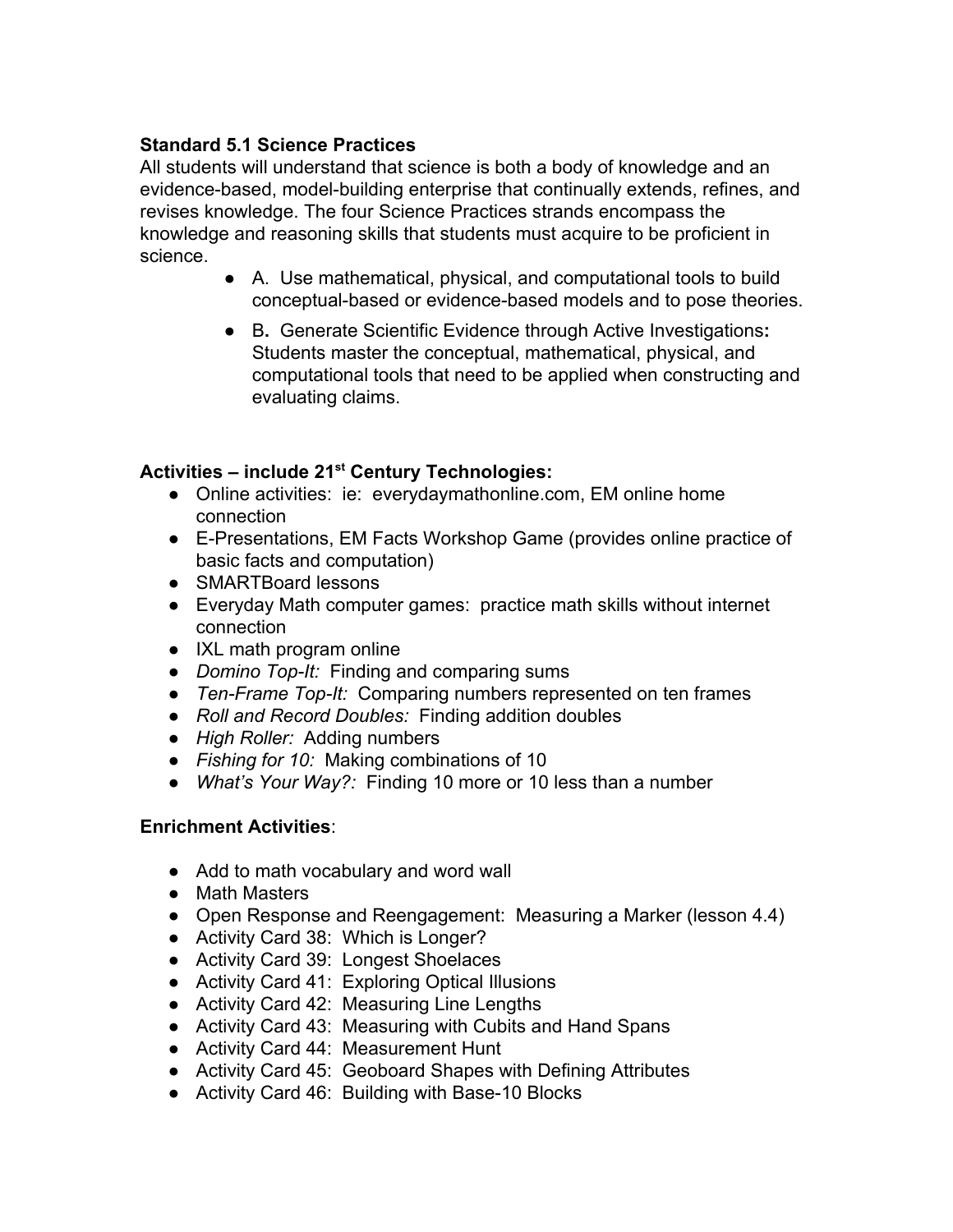**Standard 5.1 Science Practices**
All students will understand that science is both a body of knowledge and an evidence-based, model-building enterprise that continually extends, refines, and revises knowledge. The four Science Practices strands encompass the knowledge and reasoning skills that students must acquire to be proficient in science.

- A. Use mathematical, physical, and computational tools to build conceptual-based or evidence-based models and to pose theories.
- B**.** Generate Scientific Evidence through Active Investigations**:** Students master the conceptual, mathematical, physical, and computational tools that need to be applied when constructing and evaluating claims.

**Activities – include 21st Century Technologies:**

- Online activities: ie: everydaymathonline.com, EM online home connection
- E-Presentations, EM Facts Workshop Game (provides online practice of basic facts and computation)
- SMARTBoard lessons
- Everyday Math computer games: practice math skills without internet connection
- IXL math program online
- *Domino Top-It:* Finding and comparing sums
- *Ten-Frame Top-It:* Comparing numbers represented on ten frames
- *Roll and Record Doubles:* Finding addition doubles
- *High Roller:* Adding numbers
- *Fishing for 10:* Making combinations of 10
- *What's Your Way?:* Finding 10 more or 10 less than a number

**Enrichment Activities**:

- Add to math vocabulary and word wall
- Math Masters
- Open Response and Reengagement: Measuring a Marker (lesson 4.4)
- Activity Card 38: Which is Longer?
- Activity Card 39: Longest Shoelaces
- Activity Card 41: Exploring Optical Illusions
- Activity Card 42: Measuring Line Lengths
- Activity Card 43: Measuring with Cubits and Hand Spans
- Activity Card 44: Measurement Hunt
- Activity Card 45: Geoboard Shapes with Defining Attributes
- Activity Card 46: Building with Base-10 Blocks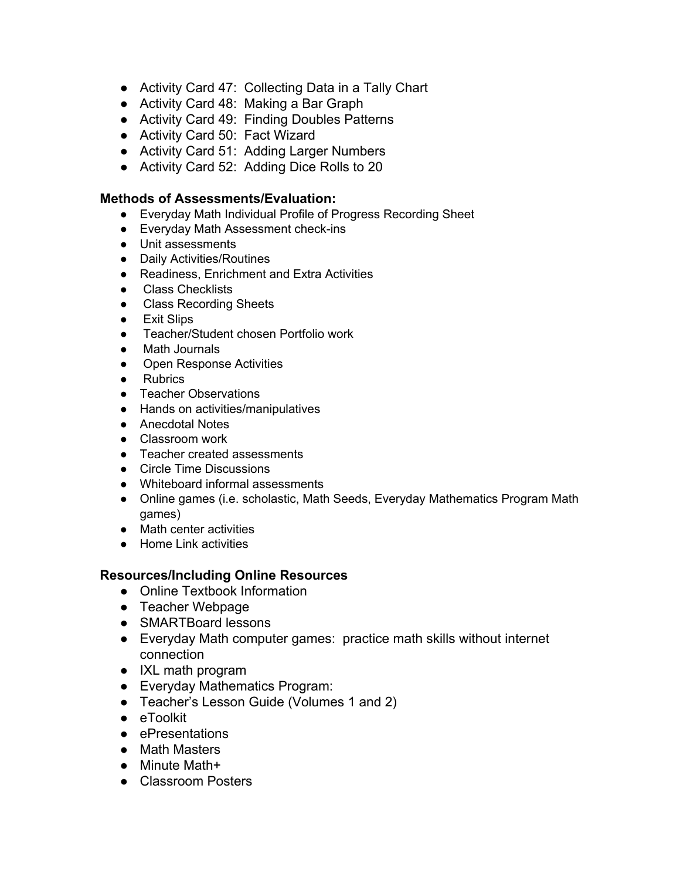- Activity Card 47: Collecting Data in a Tally Chart
- Activity Card 48: Making a Bar Graph
- Activity Card 49: Finding Doubles Patterns
- Activity Card 50: Fact Wizard
- Activity Card 51: Adding Larger Numbers
- Activity Card 52: Adding Dice Rolls to 20

### Methods of Assessments/Evaluation:

- Everyday Math Individual Profile of Progress Recording Sheet
- Everyday Math Assessment check-ins
- Unit assessments
- Daily Activities/Routines
- Readiness, Enrichment and Extra Activities
- Class Checklists
- Class Recording Sheets
- Exit Slips
- Teacher/Student chosen Portfolio work
- Math Journals
- Open Response Activities
- Rubrics
- Teacher Observations
- Hands on activities/manipulatives
- Anecdotal Notes
- Classroom work
- Teacher created assessments
- Circle Time Discussions
- Whiteboard informal assessments
- Online games (i.e. scholastic, Math Seeds, Everyday Mathematics Program Math games)
- Math center activities
- Home Link activities

### Resources/Including Online Resources

- Online Textbook Information
- Teacher Webpage
- SMARTBoard lessons
- Everyday Math computer games: practice math skills without internet connection
- IXL math program
- Everyday Mathematics Program:
- Teacher's Lesson Guide (Volumes 1 and 2)
- eToolkit
- ePresentations
- Math Masters
- Minute Math+
- Classroom Posters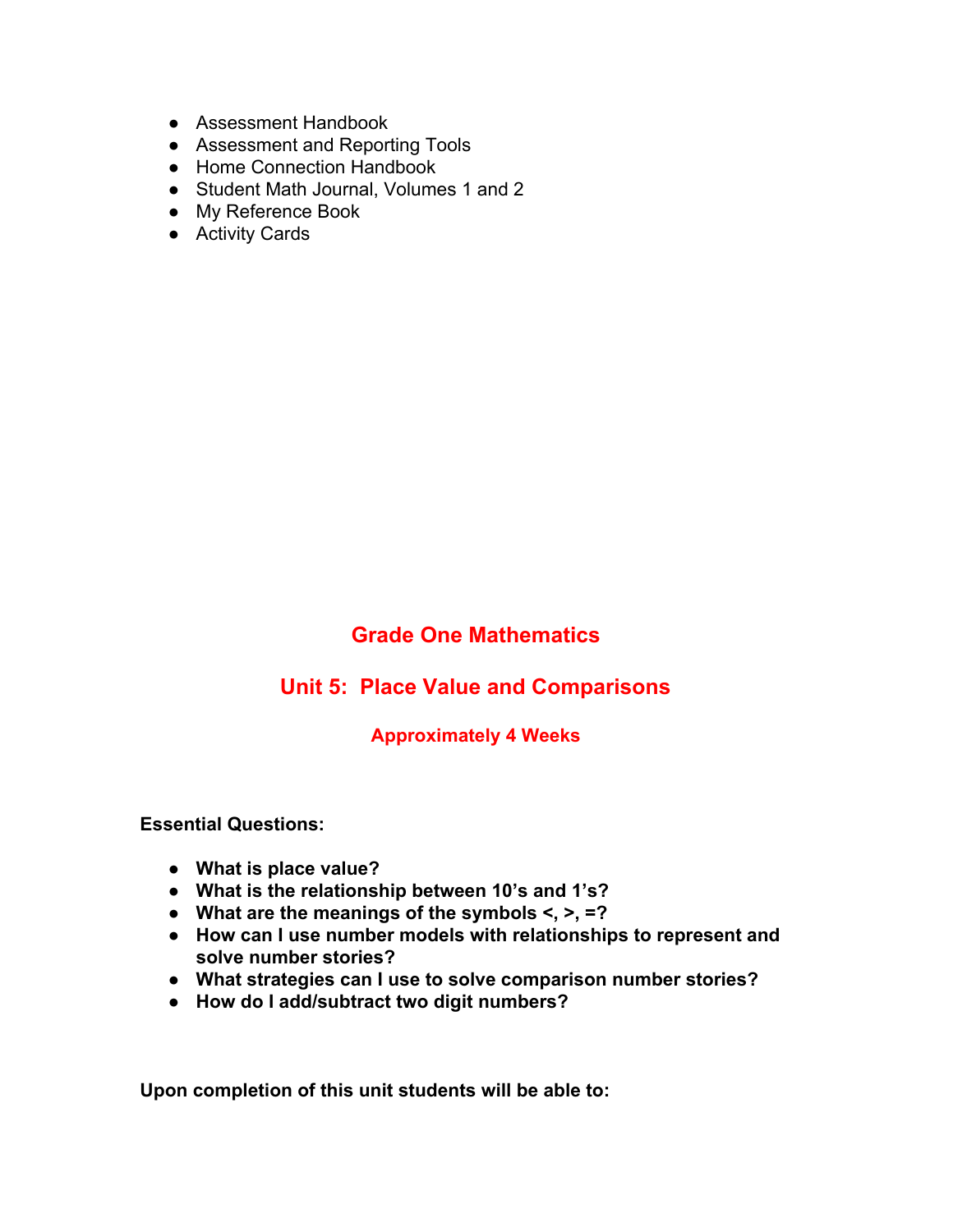- Assessment Handbook
- Assessment and Reporting Tools
- Home Connection Handbook
- Student Math Journal, Volumes 1 and 2
- My Reference Book
- Activity Cards

# Grade One Mathematics

## Unit 5: Place Value and Comparisons

### Approximately 4 Weeks

**Essential Questions:**

- **What is place value?**
- **What is the relationship between 10's and 1's?**
- **What are the meanings of the symbols <, >, =?**
- **How can I use number models with relationships to represent and solve number stories?**
- **What strategies can I use to solve comparison number stories?**
- **How do I add/subtract two digit numbers?**

**Upon completion of this unit students will be able to:**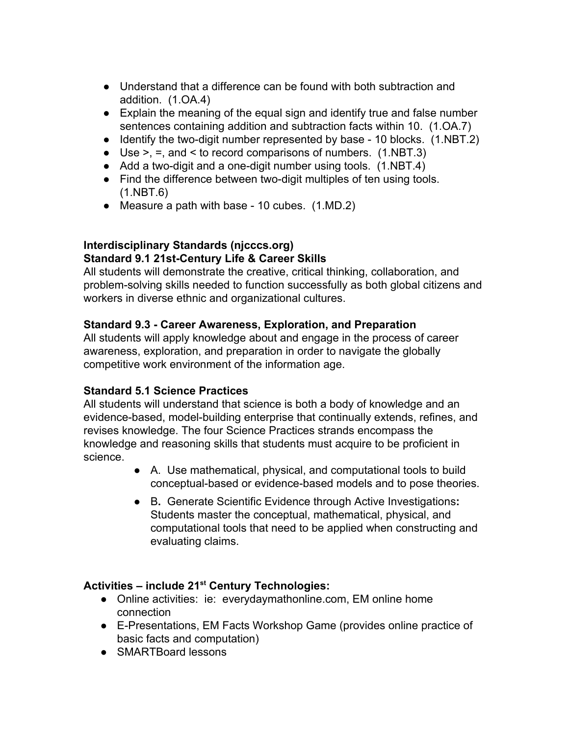- Understand that a difference can be found with both subtraction and addition. (1.OA.4)
- Explain the meaning of the equal sign and identify true and false number sentences containing addition and subtraction facts within 10. (1.OA.7)
- Identify the two-digit number represented by base - 10 blocks. (1.NBT.2)
- Use >, =, and < to record comparisons of numbers. (1.NBT.3)
- Add a two-digit and a one-digit number using tools. (1.NBT.4)
- Find the difference between two-digit multiples of ten using tools. (1.NBT.6)
- Measure a path with base - 10 cubes. (1.MD.2)

**Interdisciplinary Standards (njcccs.org)**
**Standard 9.1 21st-Century Life & Career Skills**
All students will demonstrate the creative, critical thinking, collaboration, and problem-solving skills needed to function successfully as both global citizens and workers in diverse ethnic and organizational cultures.

**Standard 9.3 - Career Awareness, Exploration, and Preparation**
All students will apply knowledge about and engage in the process of career awareness, exploration, and preparation in order to navigate the globally competitive work environment of the information age.

**Standard 5.1 Science Practices**
All students will understand that science is both a body of knowledge and an evidence-based, model-building enterprise that continually extends, refines, and revises knowledge. The four Science Practices strands encompass the knowledge and reasoning skills that students must acquire to be proficient in science.

- A. Use mathematical, physical, and computational tools to build conceptual-based or evidence-based models and to pose theories.
- B**.** Generate Scientific Evidence through Active Investigations**:** Students master the conceptual, mathematical, physical, and computational tools that need to be applied when constructing and evaluating claims.

**Activities – include 21st Century Technologies:**

- Online activities: ie: everydaymathonline.com, EM online home connection
- E-Presentations, EM Facts Workshop Game (provides online practice of basic facts and computation)
- SMARTBoard lessons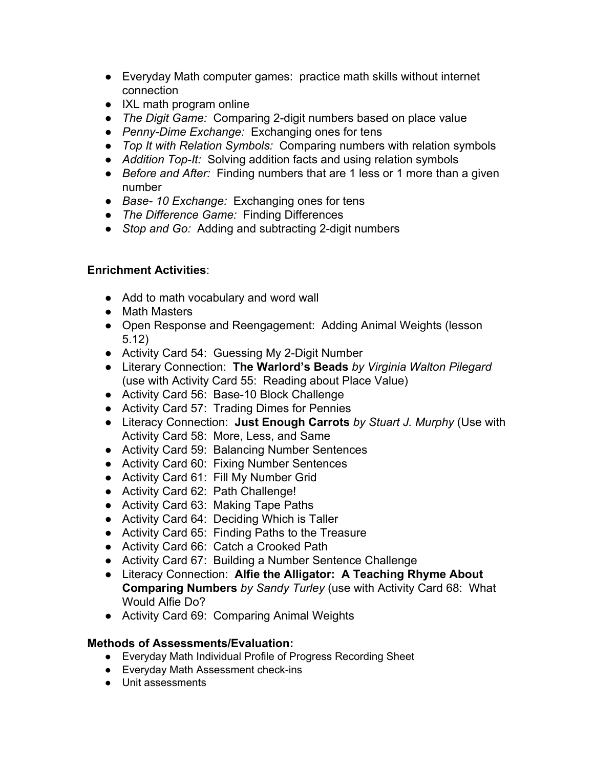- Everyday Math computer games: practice math skills without internet connection
- IXL math program online
- *The Digit Game:* Comparing 2-digit numbers based on place value
- *Penny-Dime Exchange:* Exchanging ones for tens
- *Top It with Relation Symbols:* Comparing numbers with relation symbols
- *Addition Top-It:* Solving addition facts and using relation symbols
- *Before and After:* Finding numbers that are 1 less or 1 more than a given number
- *Base- 10 Exchange:* Exchanging ones for tens
- *The Difference Game:* Finding Differences
- *Stop and Go:* Adding and subtracting 2-digit numbers

**Enrichment Activities**:

- Add to math vocabulary and word wall
- Math Masters
- Open Response and Reengagement: Adding Animal Weights (lesson 5.12)
- Activity Card 54: Guessing My 2-Digit Number
- Literary Connection: **The Warlord's Beads** *by Virginia Walton Pilegard* (use with Activity Card 55: Reading about Place Value)
- Activity Card 56: Base-10 Block Challenge
- Activity Card 57: Trading Dimes for Pennies
- Literacy Connection: **Just Enough Carrots** *by Stuart J. Murphy* (Use with Activity Card 58: More, Less, and Same
- Activity Card 59: Balancing Number Sentences
- Activity Card 60: Fixing Number Sentences
- Activity Card 61: Fill My Number Grid
- Activity Card 62: Path Challenge!
- Activity Card 63: Making Tape Paths
- Activity Card 64: Deciding Which is Taller
- Activity Card 65: Finding Paths to the Treasure
- Activity Card 66: Catch a Crooked Path
- Activity Card 67: Building a Number Sentence Challenge
- Literacy Connection: **Alfie the Alligator: A Teaching Rhyme About Comparing Numbers** *by Sandy Turley* (use with Activity Card 68: What Would Alfie Do?
- Activity Card 69: Comparing Animal Weights

**Methods of Assessments/Evaluation:**

- Everyday Math Individual Profile of Progress Recording Sheet
- Everyday Math Assessment check-ins
- Unit assessments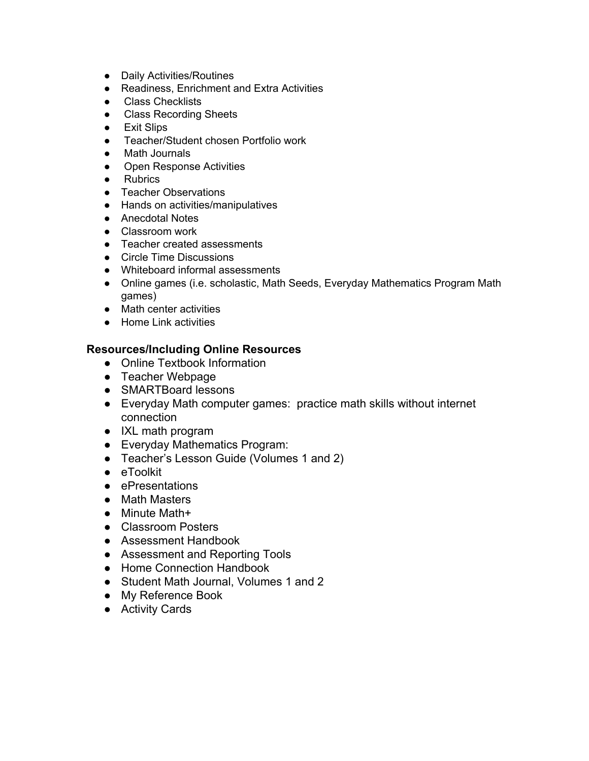- Daily Activities/Routines
- Readiness, Enrichment and Extra Activities
- Class Checklists
- Class Recording Sheets
- Exit Slips
- Teacher/Student chosen Portfolio work
- Math Journals
- Open Response Activities
- Rubrics
- Teacher Observations
- Hands on activities/manipulatives
- Anecdotal Notes
- Classroom work
- Teacher created assessments
- Circle Time Discussions
- Whiteboard informal assessments
- Online games (i.e. scholastic, Math Seeds, Everyday Mathematics Program Math games)
- Math center activities
- Home Link activities

**Resources/Including Online Resources**

- Online Textbook Information
- Teacher Webpage
- SMARTBoard lessons
- Everyday Math computer games: practice math skills without internet connection
- IXL math program
- Everyday Mathematics Program:
- Teacher's Lesson Guide (Volumes 1 and 2)
- eToolkit
- ePresentations
- Math Masters
- Minute Math+
- Classroom Posters
- Assessment Handbook
- Assessment and Reporting Tools
- Home Connection Handbook
- Student Math Journal, Volumes 1 and 2
- My Reference Book
- Activity Cards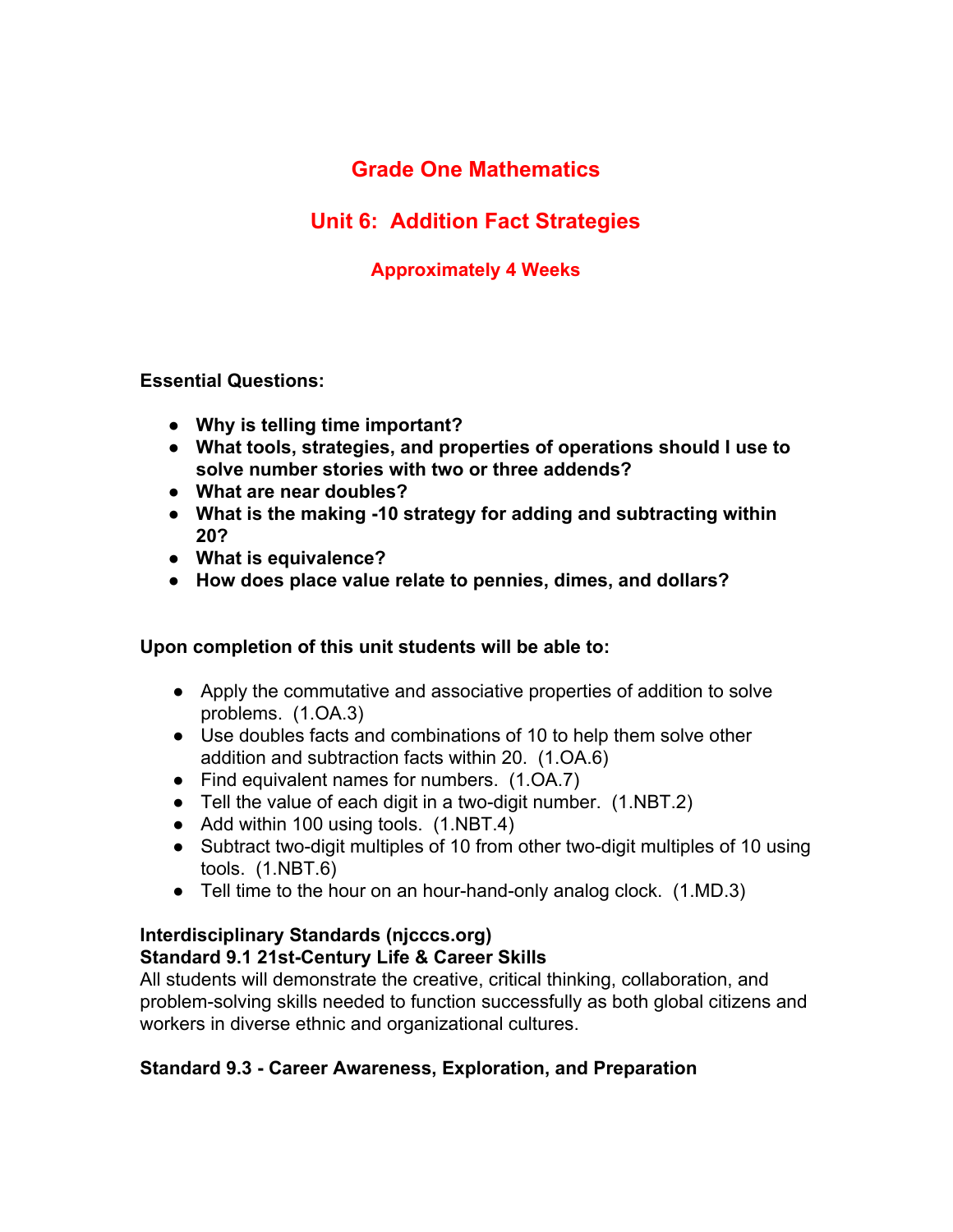# Grade One Mathematics

## Unit 6: Addition Fact Strategies

### Approximately 4 Weeks

**Essential Questions:**

- **Why is telling time important?**
- **What tools, strategies, and properties of operations should I use to solve number stories with two or three addends?**
- **What are near doubles?**
- **What is the making -10 strategy for adding and subtracting within 20?**
- **What is equivalence?**
- **How does place value relate to pennies, dimes, and dollars?**

**Upon completion of this unit students will be able to:**

- Apply the commutative and associative properties of addition to solve problems. (1.OA.3)
- Use doubles facts and combinations of 10 to help them solve other addition and subtraction facts within 20. (1.OA.6)
- Find equivalent names for numbers. (1.OA.7)
- Tell the value of each digit in a two-digit number. (1.NBT.2)
- Add within 100 using tools. (1.NBT.4)
- Subtract two-digit multiples of 10 from other two-digit multiples of 10 using tools. (1.NBT.6)
- Tell time to the hour on an hour-hand-only analog clock. (1.MD.3)

**Interdisciplinary Standards (njcccs.org)**
**Standard 9.1 21st-Century Life & Career Skills**
All students will demonstrate the creative, critical thinking, collaboration, and problem-solving skills needed to function successfully as both global citizens and workers in diverse ethnic and organizational cultures.

**Standard 9.3 - Career Awareness, Exploration, and Preparation**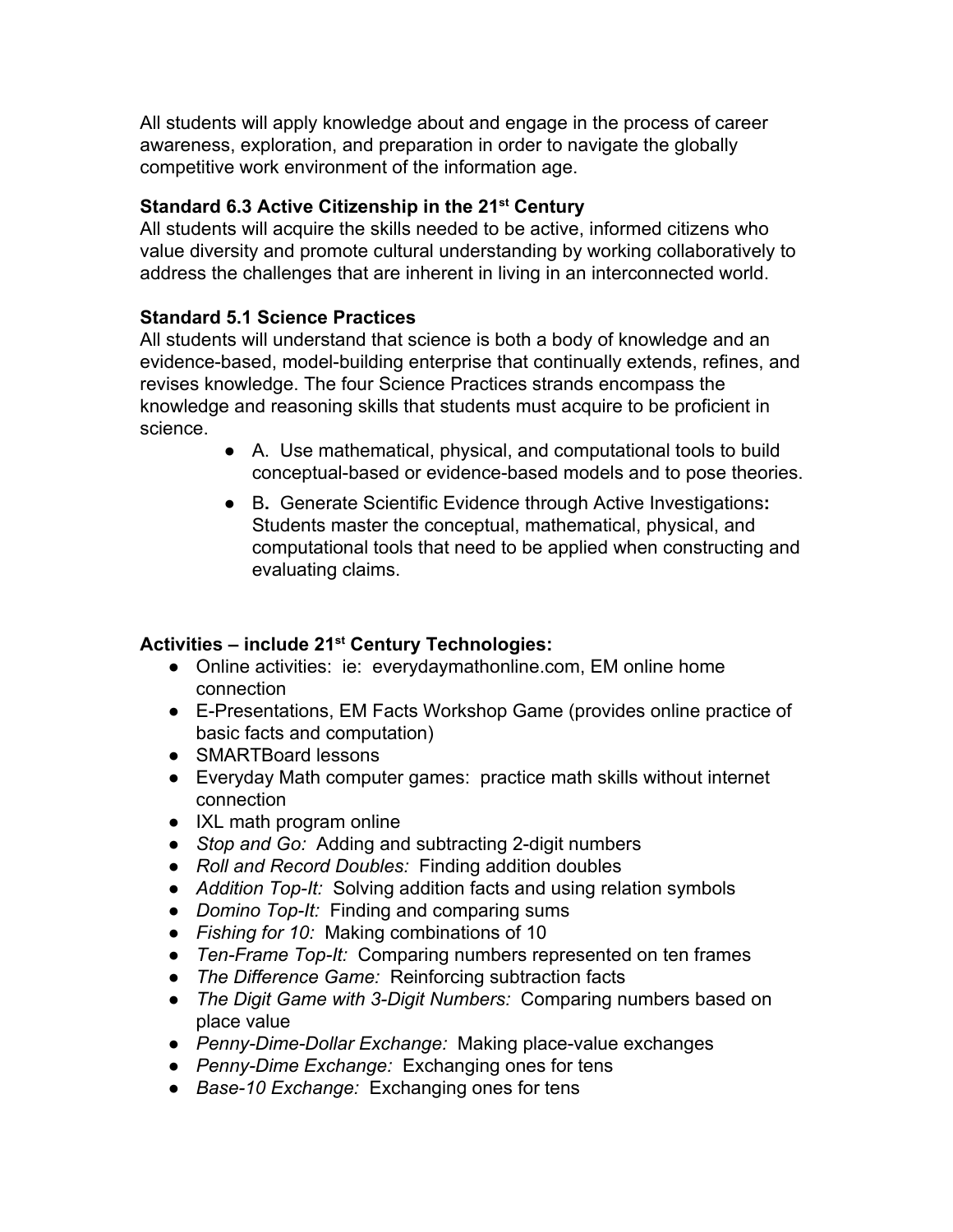All students will apply knowledge about and engage in the process of career awareness, exploration, and preparation in order to navigate the globally competitive work environment of the information age.

**Standard 6.3 Active Citizenship in the 21st Century**
All students will acquire the skills needed to be active, informed citizens who value diversity and promote cultural understanding by working collaboratively to address the challenges that are inherent in living in an interconnected world.

**Standard 5.1 Science Practices**
All students will understand that science is both a body of knowledge and an evidence-based, model-building enterprise that continually extends, refines, and revises knowledge. The four Science Practices strands encompass the knowledge and reasoning skills that students must acquire to be proficient in science.

- A. Use mathematical, physical, and computational tools to build conceptual-based or evidence-based models and to pose theories.
- B**.** Generate Scientific Evidence through Active Investigations**:** Students master the conceptual, mathematical, physical, and computational tools that need to be applied when constructing and evaluating claims.

**Activities – include 21st Century Technologies:**

- Online activities: ie: everydaymathonline.com, EM online home connection
- E-Presentations, EM Facts Workshop Game (provides online practice of basic facts and computation)
- SMARTBoard lessons
- Everyday Math computer games: practice math skills without internet connection
- IXL math program online
- *Stop and Go:* Adding and subtracting 2-digit numbers
- *Roll and Record Doubles:* Finding addition doubles
- *Addition Top-It:* Solving addition facts and using relation symbols
- *Domino Top-It:* Finding and comparing sums
- *Fishing for 10:* Making combinations of 10
- *Ten-Frame Top-It:* Comparing numbers represented on ten frames
- *The Difference Game:* Reinforcing subtraction facts
- *The Digit Game with 3-Digit Numbers:* Comparing numbers based on place value
- *Penny-Dime-Dollar Exchange:* Making place-value exchanges
- *Penny-Dime Exchange:* Exchanging ones for tens
- *Base-10 Exchange:* Exchanging ones for tens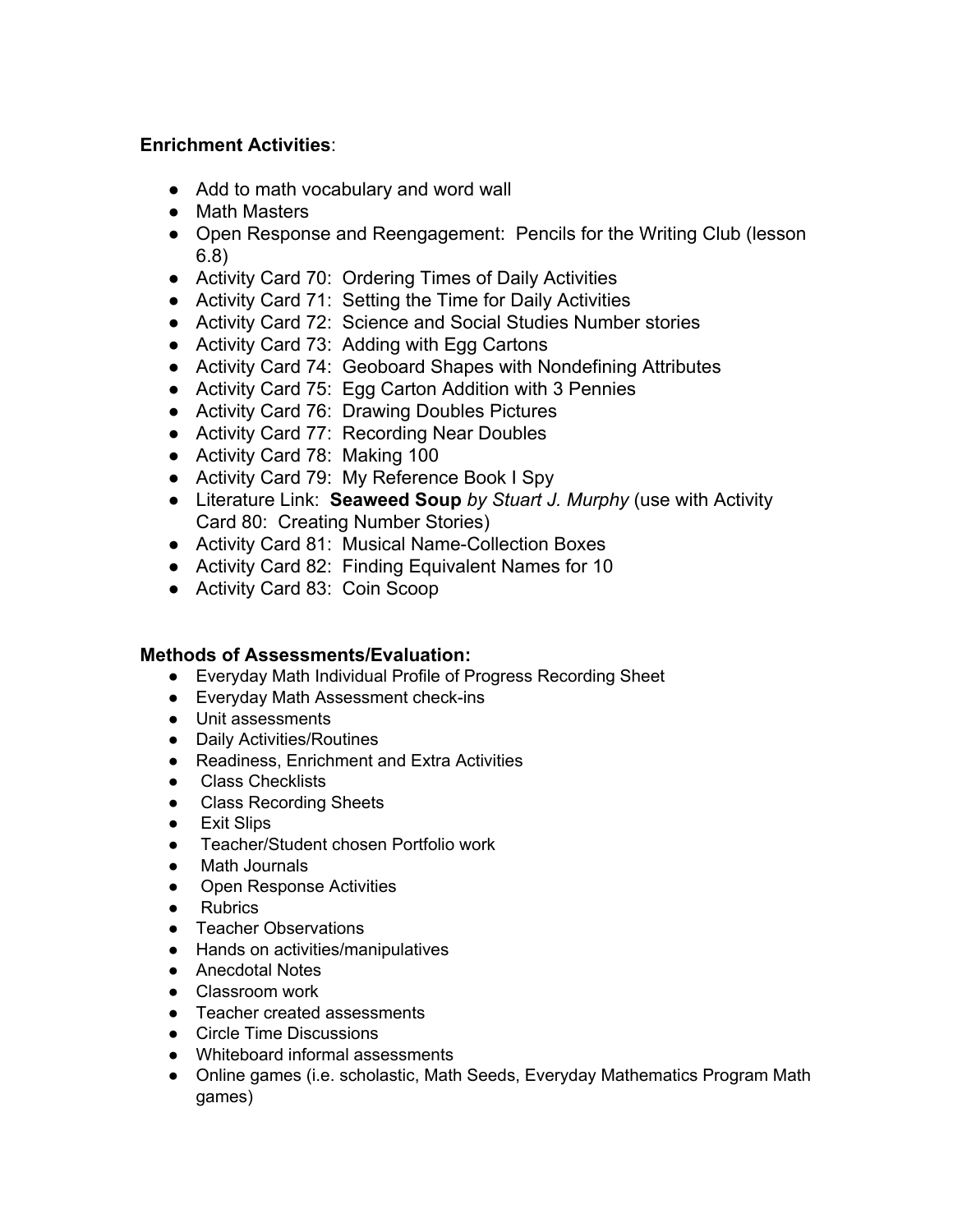**Enrichment Activities**:

- Add to math vocabulary and word wall
- Math Masters
- Open Response and Reengagement: Pencils for the Writing Club (lesson 6.8)
- Activity Card 70: Ordering Times of Daily Activities
- Activity Card 71: Setting the Time for Daily Activities
- Activity Card 72: Science and Social Studies Number stories
- Activity Card 73: Adding with Egg Cartons
- Activity Card 74: Geoboard Shapes with Nondefining Attributes
- Activity Card 75: Egg Carton Addition with 3 Pennies
- Activity Card 76: Drawing Doubles Pictures
- Activity Card 77: Recording Near Doubles
- Activity Card 78: Making 100
- Activity Card 79: My Reference Book I Spy
- Literature Link: **Seaweed Soup** *by Stuart J. Murphy* (use with Activity Card 80: Creating Number Stories)
- Activity Card 81: Musical Name-Collection Boxes
- Activity Card 82: Finding Equivalent Names for 10
- Activity Card 83: Coin Scoop

**Methods of Assessments/Evaluation:**

- Everyday Math Individual Profile of Progress Recording Sheet
- Everyday Math Assessment check-ins
- Unit assessments
- Daily Activities/Routines
- Readiness, Enrichment and Extra Activities
- Class Checklists
- Class Recording Sheets
- Exit Slips
- Teacher/Student chosen Portfolio work
- Math Journals
- Open Response Activities
- Rubrics
- Teacher Observations
- Hands on activities/manipulatives
- Anecdotal Notes
- Classroom work
- Teacher created assessments
- Circle Time Discussions
- Whiteboard informal assessments
- Online games (i.e. scholastic, Math Seeds, Everyday Mathematics Program Math games)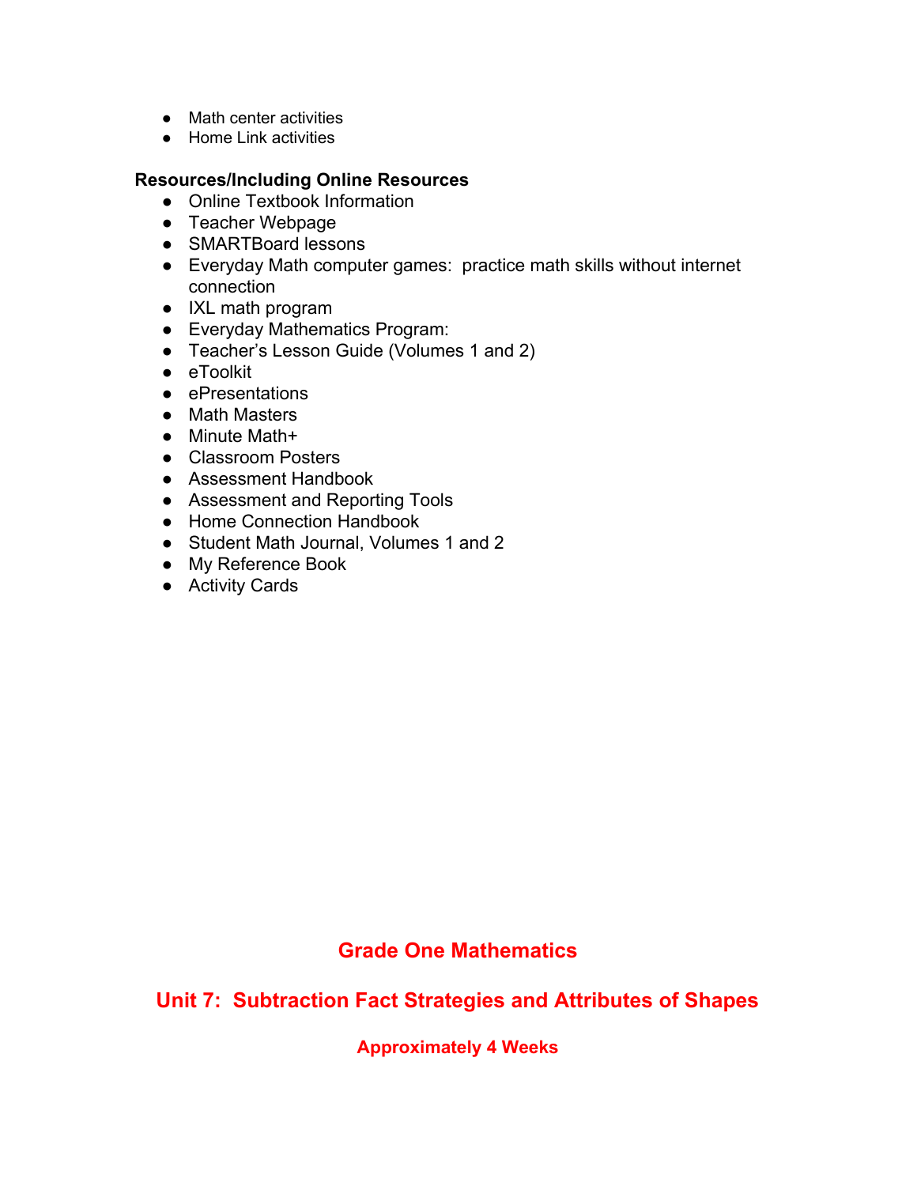- Math center activities
- Home Link activities

**Resources/Including Online Resources**

- Online Textbook Information
- Teacher Webpage
- SMARTBoard lessons
- Everyday Math computer games:  practice math skills without internet connection
- IXL math program
- Everyday Mathematics Program:
- Teacher's Lesson Guide (Volumes 1 and 2)
- eToolkit
- ePresentations
- Math Masters
- Minute Math+
- Classroom Posters
- Assessment Handbook
- Assessment and Reporting Tools
- Home Connection Handbook
- Student Math Journal, Volumes 1 and 2
- My Reference Book
- Activity Cards

# Grade One Mathematics

## Unit 7:  Subtraction Fact Strategies and Attributes of Shapes

### Approximately 4 Weeks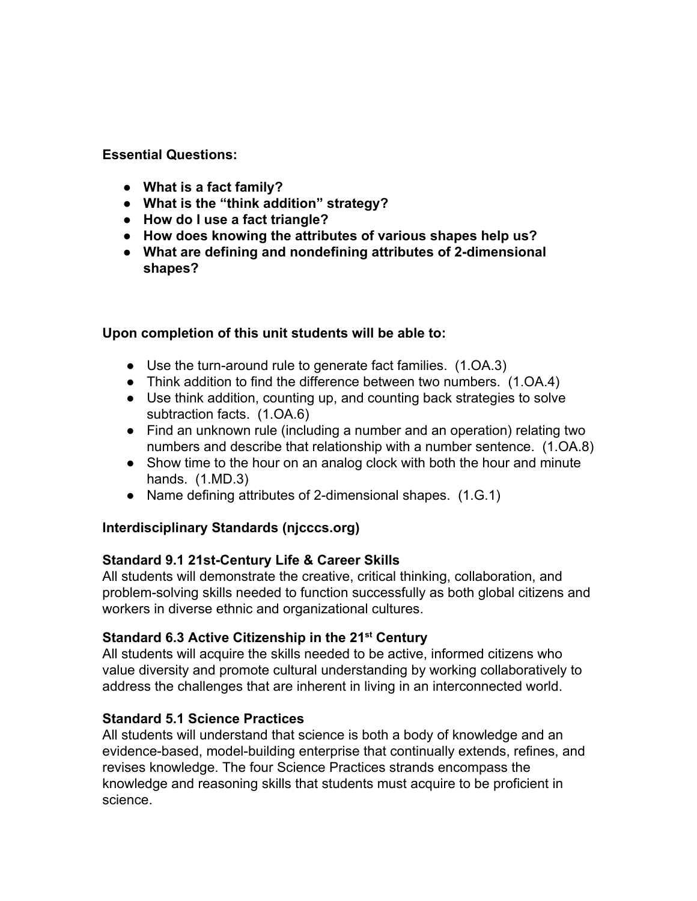**Essential Questions:**

- **What is a fact family?**
- **What is the "think addition" strategy?**
- **How do I use a fact triangle?**
- **How does knowing the attributes of various shapes help us?**
- **What are defining and nondefining attributes of 2-dimensional shapes?**

**Upon completion of this unit students will be able to:**

- Use the turn-around rule to generate fact families. (1.OA.3)
- Think addition to find the difference between two numbers. (1.OA.4)
- Use think addition, counting up, and counting back strategies to solve subtraction facts. (1.OA.6)
- Find an unknown rule (including a number and an operation) relating two numbers and describe that relationship with a number sentence. (1.OA.8)
- Show time to the hour on an analog clock with both the hour and minute hands. (1.MD.3)
- Name defining attributes of 2-dimensional shapes. (1.G.1)

**Interdisciplinary Standards (njcccs.org)**

**Standard 9.1 21st-Century Life & Career Skills**
All students will demonstrate the creative, critical thinking, collaboration, and problem-solving skills needed to function successfully as both global citizens and workers in diverse ethnic and organizational cultures.

**Standard 6.3 Active Citizenship in the 21st Century**
All students will acquire the skills needed to be active, informed citizens who value diversity and promote cultural understanding by working collaboratively to address the challenges that are inherent in living in an interconnected world.

**Standard 5.1 Science Practices**
All students will understand that science is both a body of knowledge and an evidence-based, model-building enterprise that continually extends, refines, and revises knowledge. The four Science Practices strands encompass the knowledge and reasoning skills that students must acquire to be proficient in science.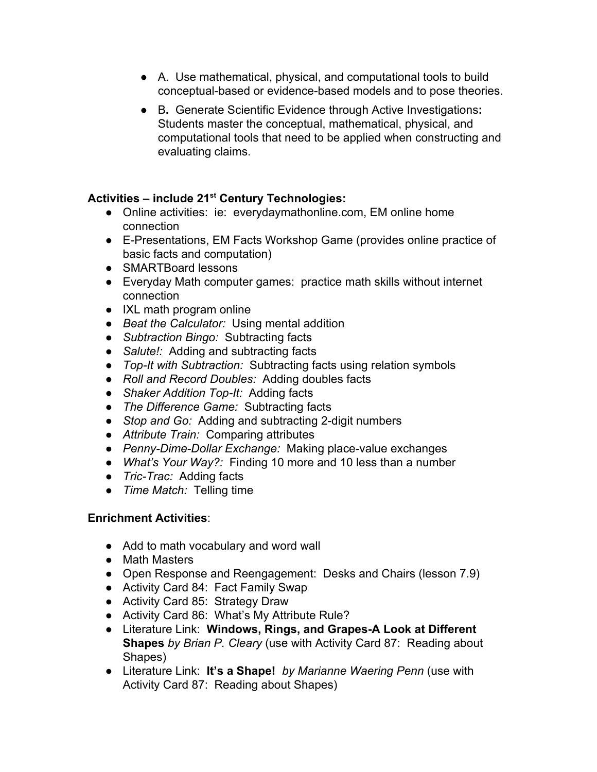- A. Use mathematical, physical, and computational tools to build conceptual-based or evidence-based models and to pose theories.
- B. Generate Scientific Evidence through Active Investigations**:** Students master the conceptual, mathematical, physical, and computational tools that need to be applied when constructing and evaluating claims.

**Activities – include 21st Century Technologies:**

- Online activities: ie: everydaymathonline.com, EM online home connection
- E-Presentations, EM Facts Workshop Game (provides online practice of basic facts and computation)
- SMARTBoard lessons
- Everyday Math computer games: practice math skills without internet connection
- IXL math program online
- *Beat the Calculator:* Using mental addition
- *Subtraction Bingo:* Subtracting facts
- *Salute!:* Adding and subtracting facts
- *Top-It with Subtraction:* Subtracting facts using relation symbols
- *Roll and Record Doubles:* Adding doubles facts
- *Shaker Addition Top-It:* Adding facts
- *The Difference Game:* Subtracting facts
- *Stop and Go:* Adding and subtracting 2-digit numbers
- *Attribute Train:* Comparing attributes
- *Penny-Dime-Dollar Exchange:* Making place-value exchanges
- *What's Your Way?:* Finding 10 more and 10 less than a number
- *Tric-Trac:* Adding facts
- *Time Match:* Telling time

**Enrichment Activities**:

- Add to math vocabulary and word wall
- Math Masters
- Open Response and Reengagement: Desks and Chairs (lesson 7.9)
- Activity Card 84: Fact Family Swap
- Activity Card 85: Strategy Draw
- Activity Card 86: What's My Attribute Rule?
- Literature Link: **Windows, Rings, and Grapes-A Look at Different Shapes** *by Brian P. Cleary* (use with Activity Card 87: Reading about Shapes)
- Literature Link: **It's a Shape!** *by Marianne Waering Penn* (use with Activity Card 87: Reading about Shapes)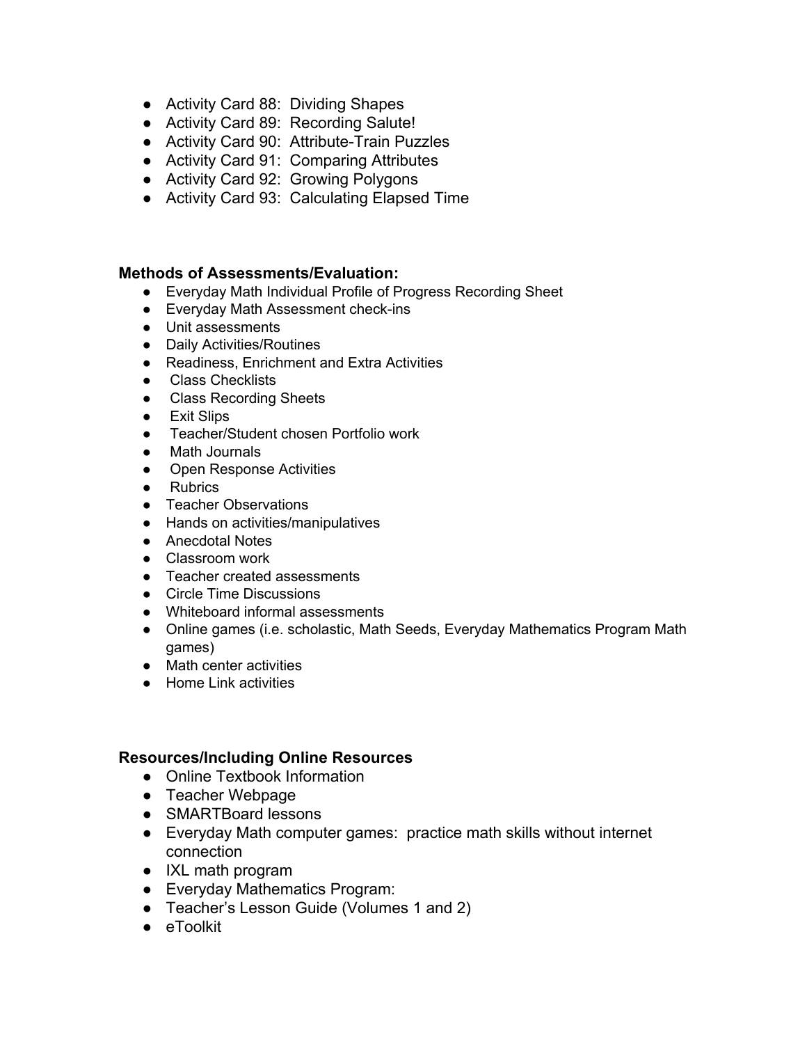- Activity Card 88: Dividing Shapes
- Activity Card 89: Recording Salute!
- Activity Card 90: Attribute-Train Puzzles
- Activity Card 91: Comparing Attributes
- Activity Card 92: Growing Polygons
- Activity Card 93: Calculating Elapsed Time

**Methods of Assessments/Evaluation:**

- Everyday Math Individual Profile of Progress Recording Sheet
- Everyday Math Assessment check-ins
- Unit assessments
- Daily Activities/Routines
- Readiness, Enrichment and Extra Activities
- Class Checklists
- Class Recording Sheets
- Exit Slips
- Teacher/Student chosen Portfolio work
- Math Journals
- Open Response Activities
- Rubrics
- Teacher Observations
- Hands on activities/manipulatives
- Anecdotal Notes
- Classroom work
- Teacher created assessments
- Circle Time Discussions
- Whiteboard informal assessments
- Online games (i.e. scholastic, Math Seeds, Everyday Mathematics Program Math games)
- Math center activities
- Home Link activities

**Resources/Including Online Resources**

- Online Textbook Information
- Teacher Webpage
- SMARTBoard lessons
- Everyday Math computer games: practice math skills without internet connection
- IXL math program
- Everyday Mathematics Program:
- Teacher's Lesson Guide (Volumes 1 and 2)
- eToolkit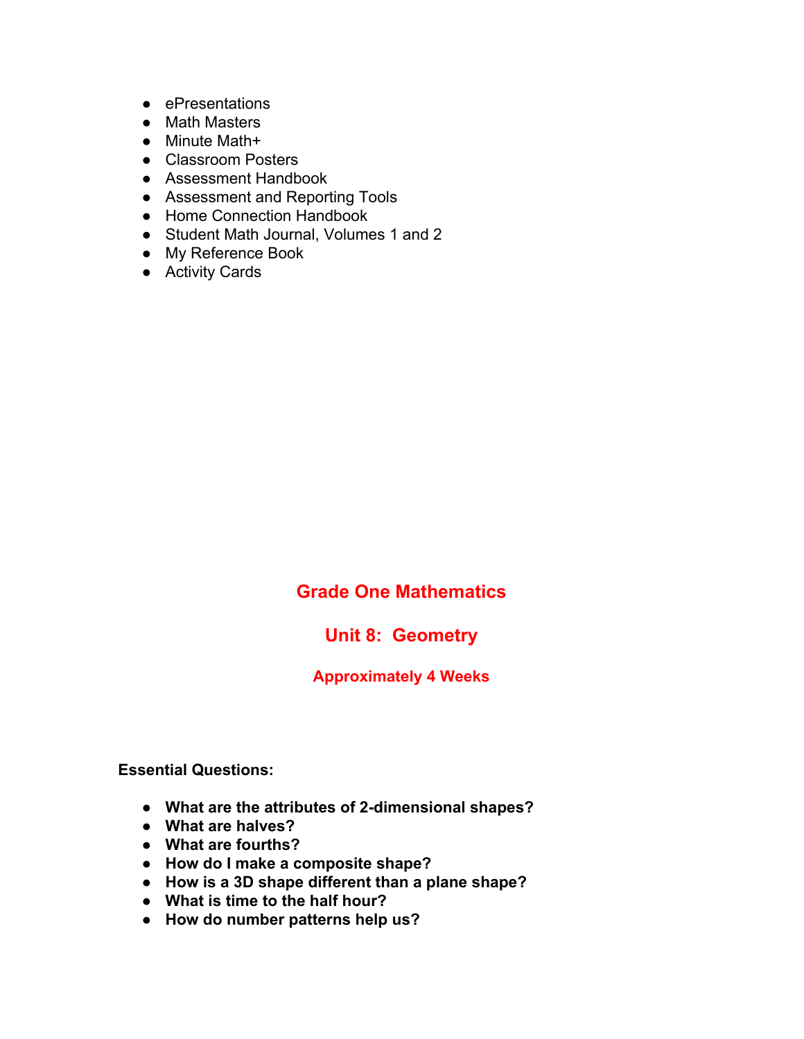- ePresentations
- Math Masters
- Minute Math+
- Classroom Posters
- Assessment Handbook
- Assessment and Reporting Tools
- Home Connection Handbook
- Student Math Journal, Volumes 1 and 2
- My Reference Book
- Activity Cards

# Grade One Mathematics

## Unit 8: Geometry

### Approximately 4 Weeks

**Essential Questions:**

- **What are the attributes of 2-dimensional shapes?**
- **What are halves?**
- **What are fourths?**
- **How do I make a composite shape?**
- **How is a 3D shape different than a plane shape?**
- **What is time to the half hour?**
- **How do number patterns help us?**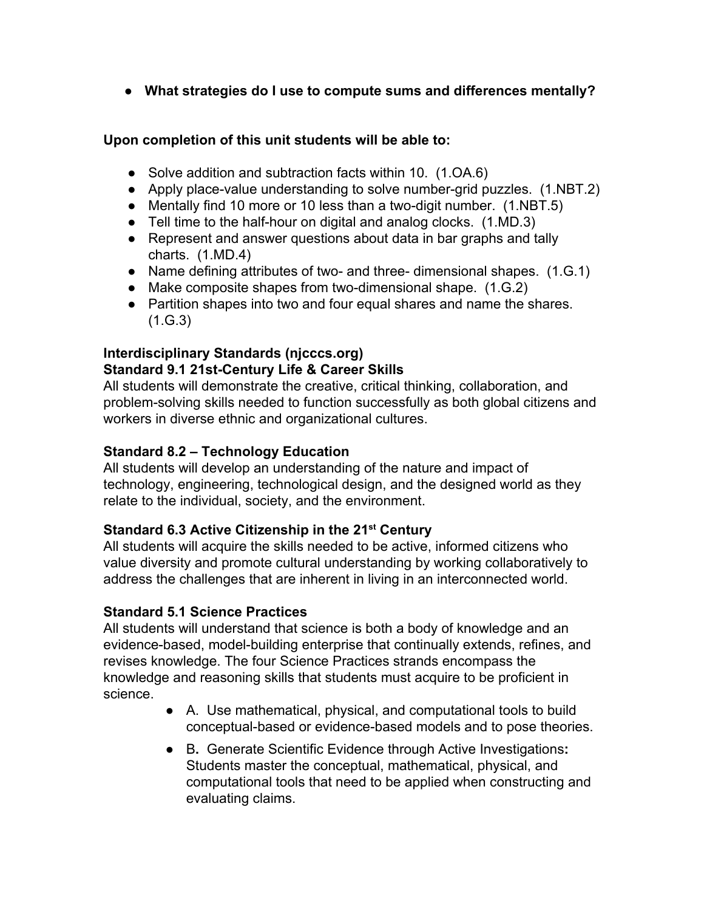- **What strategies do I use to compute sums and differences mentally?**

**Upon completion of this unit students will be able to:**

- Solve addition and subtraction facts within 10. (1.OA.6)
- Apply place-value understanding to solve number-grid puzzles. (1.NBT.2)
- Mentally find 10 more or 10 less than a two-digit number. (1.NBT.5)
- Tell time to the half-hour on digital and analog clocks. (1.MD.3)
- Represent and answer questions about data in bar graphs and tally charts. (1.MD.4)
- Name defining attributes of two- and three- dimensional shapes. (1.G.1)
- Make composite shapes from two-dimensional shape. (1.G.2)
- Partition shapes into two and four equal shares and name the shares. (1.G.3)

**Interdisciplinary Standards (njcccs.org)**
**Standard 9.1 21st-Century Life & Career Skills**
All students will demonstrate the creative, critical thinking, collaboration, and problem-solving skills needed to function successfully as both global citizens and workers in diverse ethnic and organizational cultures.

**Standard 8.2 – Technology Education**
All students will develop an understanding of the nature and impact of technology, engineering, technological design, and the designed world as they relate to the individual, society, and the environment.

**Standard 6.3 Active Citizenship in the 21st Century**
All students will acquire the skills needed to be active, informed citizens who value diversity and promote cultural understanding by working collaboratively to address the challenges that are inherent in living in an interconnected world.

**Standard 5.1 Science Practices**
All students will understand that science is both a body of knowledge and an evidence-based, model-building enterprise that continually extends, refines, and revises knowledge. The four Science Practices strands encompass the knowledge and reasoning skills that students must acquire to be proficient in science.

- A. Use mathematical, physical, and computational tools to build conceptual-based or evidence-based models and to pose theories.
- B**.** Generate Scientific Evidence through Active Investigations**:** Students master the conceptual, mathematical, physical, and computational tools that need to be applied when constructing and evaluating claims.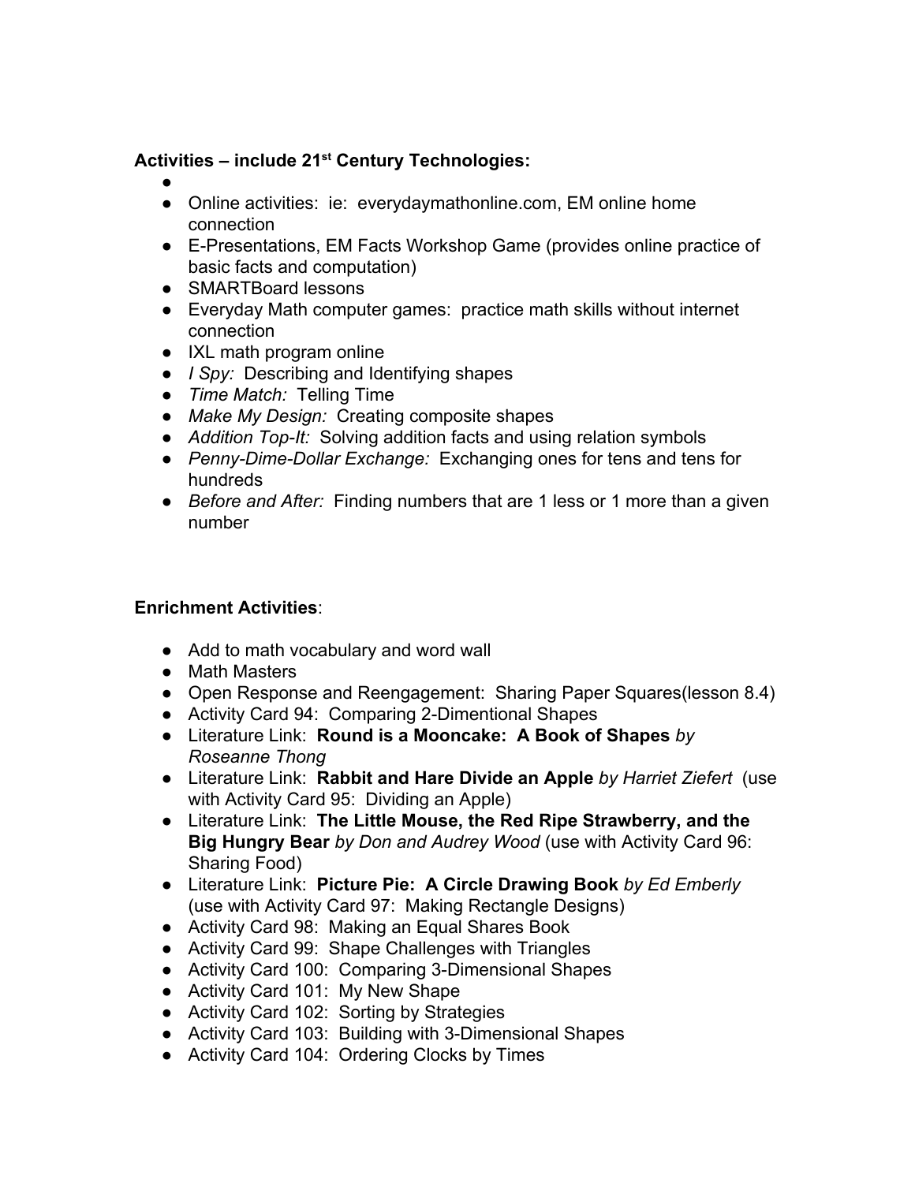**Activities – include 21st Century Technologies:**

- 
- Online activities: ie: everydaymathonline.com, EM online home connection
- E-Presentations, EM Facts Workshop Game (provides online practice of basic facts and computation)
- SMARTBoard lessons
- Everyday Math computer games: practice math skills without internet connection
- IXL math program online
- *I Spy:* Describing and Identifying shapes
- *Time Match:* Telling Time
- *Make My Design:* Creating composite shapes
- *Addition Top-It:* Solving addition facts and using relation symbols
- *Penny-Dime-Dollar Exchange:* Exchanging ones for tens and tens for hundreds
- *Before and After:* Finding numbers that are 1 less or 1 more than a given number

**Enrichment Activities**:

- Add to math vocabulary and word wall
- Math Masters
- Open Response and Reengagement: Sharing Paper Squares(lesson 8.4)
- Activity Card 94: Comparing 2-Dimentional Shapes
- Literature Link: **Round is a Mooncake: A Book of Shapes** *by Roseanne Thong*
- Literature Link: **Rabbit and Hare Divide an Apple** *by Harriet Ziefert* (use with Activity Card 95: Dividing an Apple)
- Literature Link: **The Little Mouse, the Red Ripe Strawberry, and the Big Hungry Bear** *by Don and Audrey Wood* (use with Activity Card 96: Sharing Food)
- Literature Link: **Picture Pie: A Circle Drawing Book** *by Ed Emberly* (use with Activity Card 97: Making Rectangle Designs)
- Activity Card 98: Making an Equal Shares Book
- Activity Card 99: Shape Challenges with Triangles
- Activity Card 100: Comparing 3-Dimensional Shapes
- Activity Card 101: My New Shape
- Activity Card 102: Sorting by Strategies
- Activity Card 103: Building with 3-Dimensional Shapes
- Activity Card 104: Ordering Clocks by Times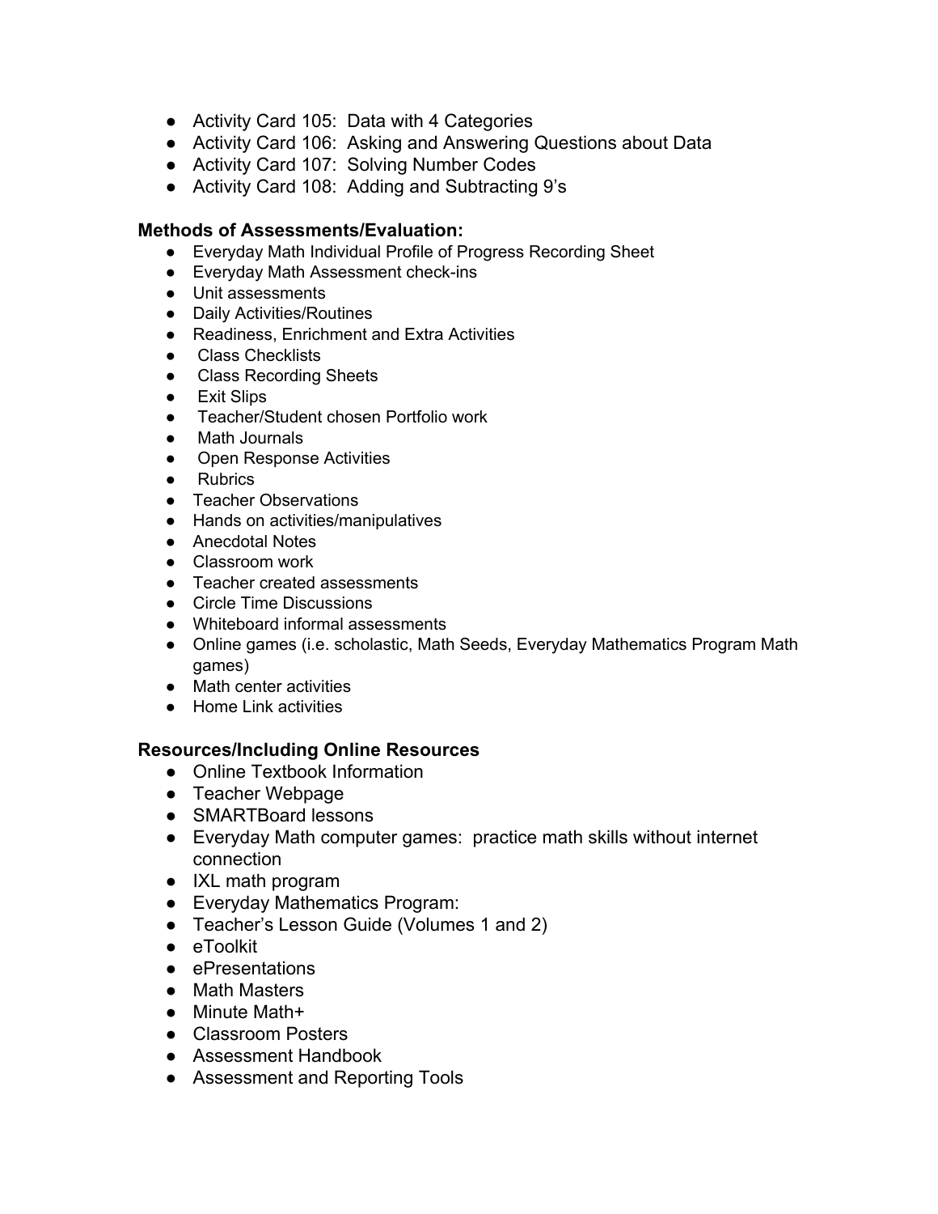- Activity Card 105: Data with 4 Categories
- Activity Card 106: Asking and Answering Questions about Data
- Activity Card 107: Solving Number Codes
- Activity Card 108: Adding and Subtracting 9's

**Methods of Assessments/Evaluation:**

- Everyday Math Individual Profile of Progress Recording Sheet
- Everyday Math Assessment check-ins
- Unit assessments
- Daily Activities/Routines
- Readiness, Enrichment and Extra Activities
- Class Checklists
- Class Recording Sheets
- Exit Slips
- Teacher/Student chosen Portfolio work
- Math Journals
- Open Response Activities
- Rubrics
- Teacher Observations
- Hands on activities/manipulatives
- Anecdotal Notes
- Classroom work
- Teacher created assessments
- Circle Time Discussions
- Whiteboard informal assessments
- Online games (i.e. scholastic, Math Seeds, Everyday Mathematics Program Math games)
- Math center activities
- Home Link activities

**Resources/Including Online Resources**

- Online Textbook Information
- Teacher Webpage
- SMARTBoard lessons
- Everyday Math computer games: practice math skills without internet connection
- IXL math program
- Everyday Mathematics Program:
- Teacher's Lesson Guide (Volumes 1 and 2)
- eToolkit
- ePresentations
- Math Masters
- Minute Math+
- Classroom Posters
- Assessment Handbook
- Assessment and Reporting Tools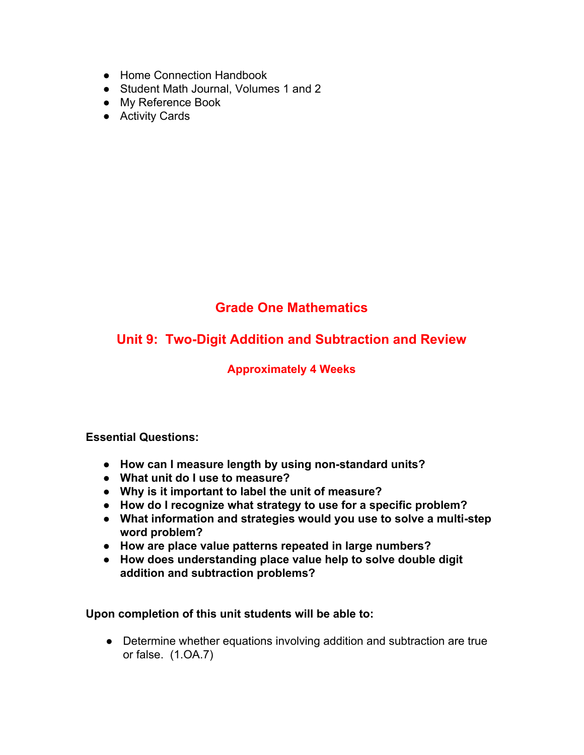- Home Connection Handbook
- Student Math Journal, Volumes 1 and 2
- My Reference Book
- Activity Cards

# Grade One Mathematics

## Unit 9: Two-Digit Addition and Subtraction and Review

### Approximately 4 Weeks

**Essential Questions:**

- **How can I measure length by using non-standard units?**
- **What unit do I use to measure?**
- **Why is it important to label the unit of measure?**
- **How do I recognize what strategy to use for a specific problem?**
- **What information and strategies would you use to solve a multi-step word problem?**
- **How are place value patterns repeated in large numbers?**
- **How does understanding place value help to solve double digit addition and subtraction problems?**

**Upon completion of this unit students will be able to:**

- Determine whether equations involving addition and subtraction are true or false. (1.OA.7)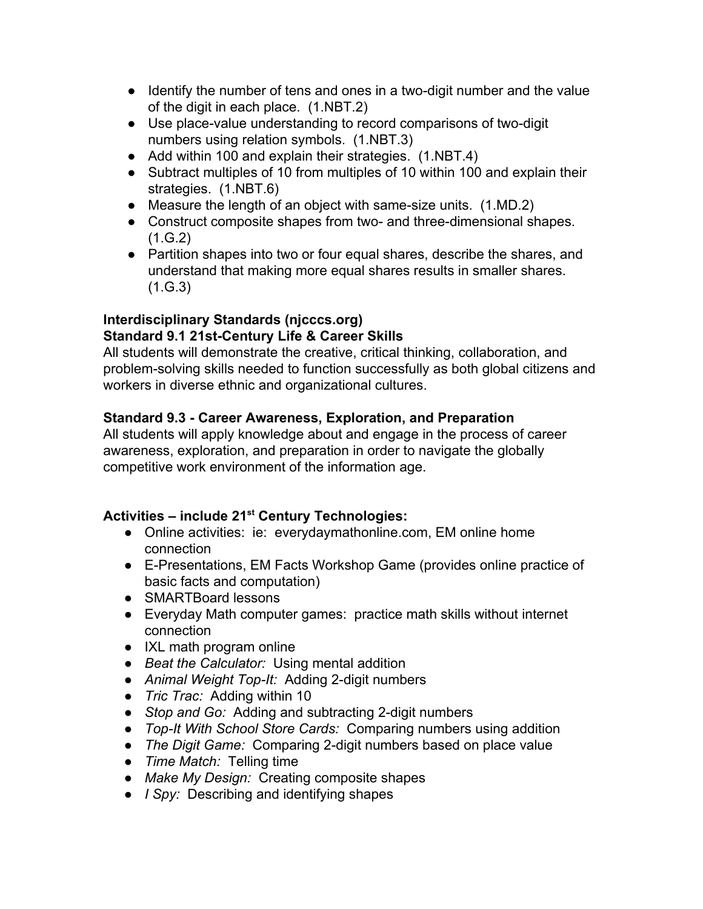- Identify the number of tens and ones in a two-digit number and the value of the digit in each place. (1.NBT.2)
- Use place-value understanding to record comparisons of two-digit numbers using relation symbols. (1.NBT.3)
- Add within 100 and explain their strategies. (1.NBT.4)
- Subtract multiples of 10 from multiples of 10 within 100 and explain their strategies. (1.NBT.6)
- Measure the length of an object with same-size units. (1.MD.2)
- Construct composite shapes from two- and three-dimensional shapes. (1.G.2)
- Partition shapes into two or four equal shares, describe the shares, and understand that making more equal shares results in smaller shares. (1.G.3)

**Interdisciplinary Standards (njcccs.org)**
**Standard 9.1 21st-Century Life & Career Skills**
All students will demonstrate the creative, critical thinking, collaboration, and problem-solving skills needed to function successfully as both global citizens and workers in diverse ethnic and organizational cultures.

**Standard 9.3 - Career Awareness, Exploration, and Preparation**
All students will apply knowledge about and engage in the process of career awareness, exploration, and preparation in order to navigate the globally competitive work environment of the information age.

**Activities – include 21st Century Technologies:**

- Online activities: ie: everydaymathonline.com, EM online home connection
- E-Presentations, EM Facts Workshop Game (provides online practice of basic facts and computation)
- SMARTBoard lessons
- Everyday Math computer games: practice math skills without internet connection
- IXL math program online
- *Beat the Calculator:* Using mental addition
- *Animal Weight Top-It:* Adding 2-digit numbers
- *Tric Trac:* Adding within 10
- *Stop and Go:* Adding and subtracting 2-digit numbers
- *Top-It With School Store Cards:* Comparing numbers using addition
- *The Digit Game:* Comparing 2-digit numbers based on place value
- *Time Match:* Telling time
- *Make My Design:* Creating composite shapes
- *I Spy:* Describing and identifying shapes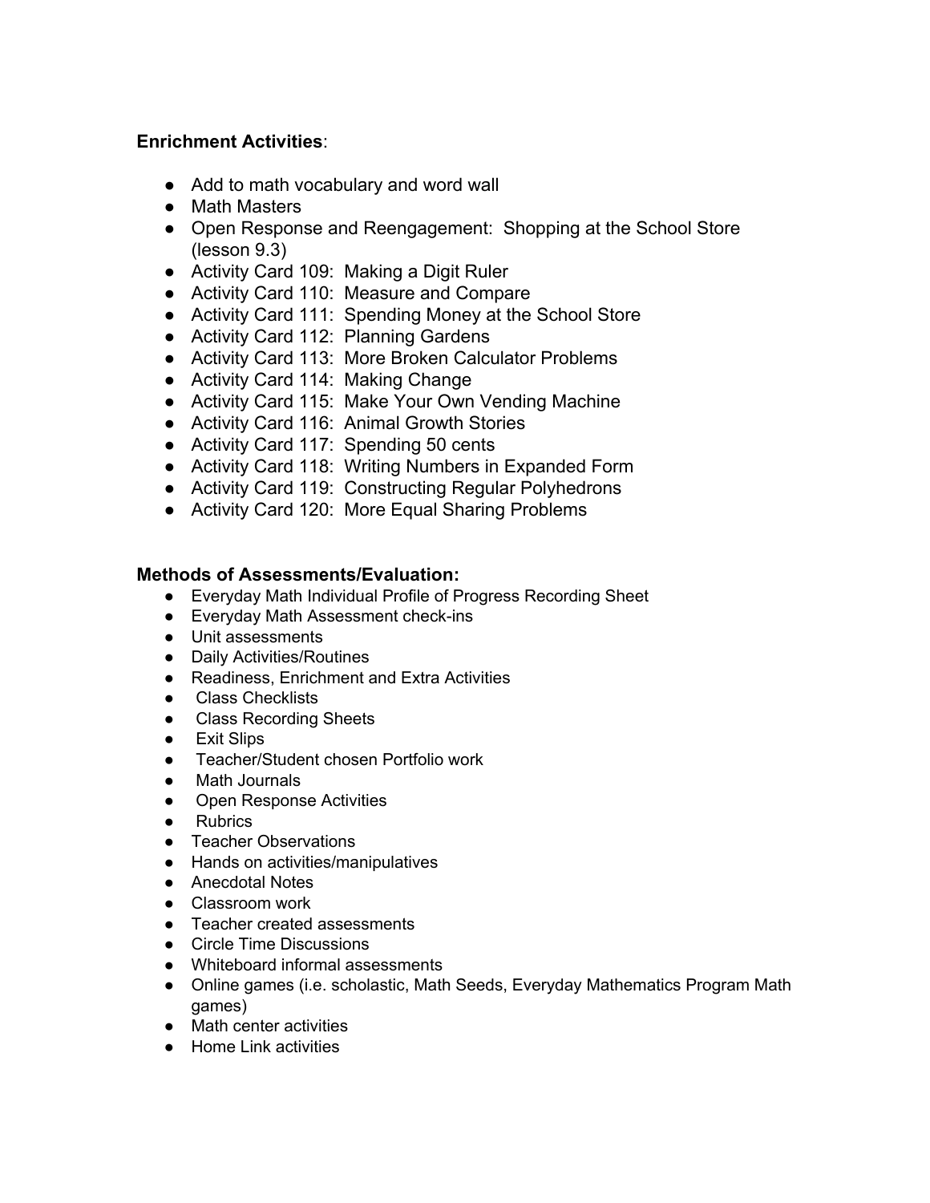**Enrichment Activities**:

- Add to math vocabulary and word wall
- Math Masters
- Open Response and Reengagement: Shopping at the School Store (lesson 9.3)
- Activity Card 109: Making a Digit Ruler
- Activity Card 110: Measure and Compare
- Activity Card 111: Spending Money at the School Store
- Activity Card 112: Planning Gardens
- Activity Card 113: More Broken Calculator Problems
- Activity Card 114: Making Change
- Activity Card 115: Make Your Own Vending Machine
- Activity Card 116: Animal Growth Stories
- Activity Card 117: Spending 50 cents
- Activity Card 118: Writing Numbers in Expanded Form
- Activity Card 119: Constructing Regular Polyhedrons
- Activity Card 120: More Equal Sharing Problems

**Methods of Assessments/Evaluation:**

- Everyday Math Individual Profile of Progress Recording Sheet
- Everyday Math Assessment check-ins
- Unit assessments
- Daily Activities/Routines
- Readiness, Enrichment and Extra Activities
- Class Checklists
- Class Recording Sheets
- Exit Slips
- Teacher/Student chosen Portfolio work
- Math Journals
- Open Response Activities
- Rubrics
- Teacher Observations
- Hands on activities/manipulatives
- Anecdotal Notes
- Classroom work
- Teacher created assessments
- Circle Time Discussions
- Whiteboard informal assessments
- Online games (i.e. scholastic, Math Seeds, Everyday Mathematics Program Math games)
- Math center activities
- Home Link activities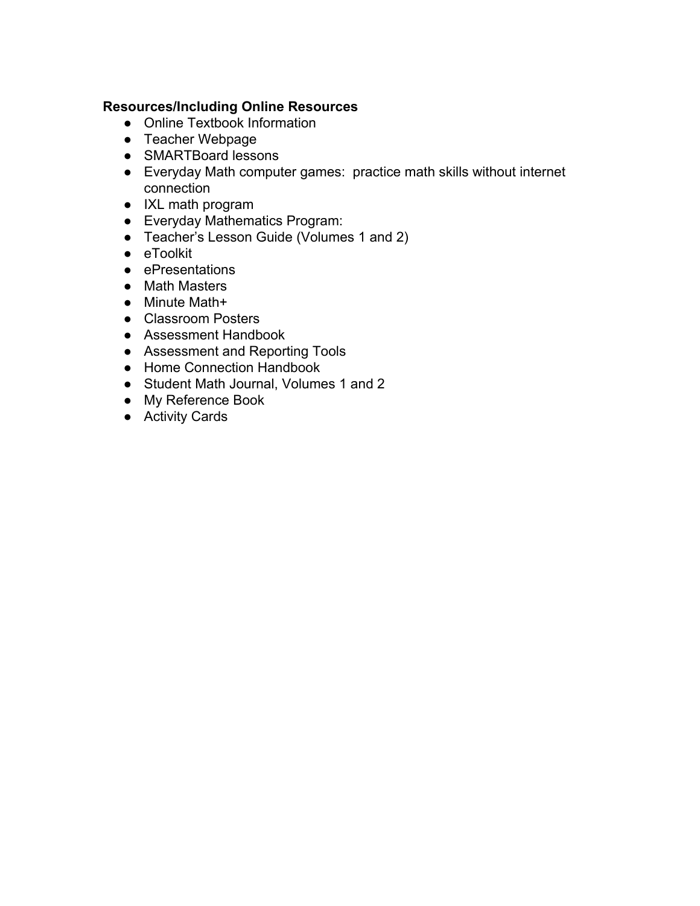**Resources/Including Online Resources**

- Online Textbook Information
- Teacher Webpage
- SMARTBoard lessons
- Everyday Math computer games:  practice math skills without internet connection
- IXL math program
- Everyday Mathematics Program:
- Teacher's Lesson Guide (Volumes 1 and 2)
- eToolkit
- ePresentations
- Math Masters
- Minute Math+
- Classroom Posters
- Assessment Handbook
- Assessment and Reporting Tools
- Home Connection Handbook
- Student Math Journal, Volumes 1 and 2
- My Reference Book
- Activity Cards